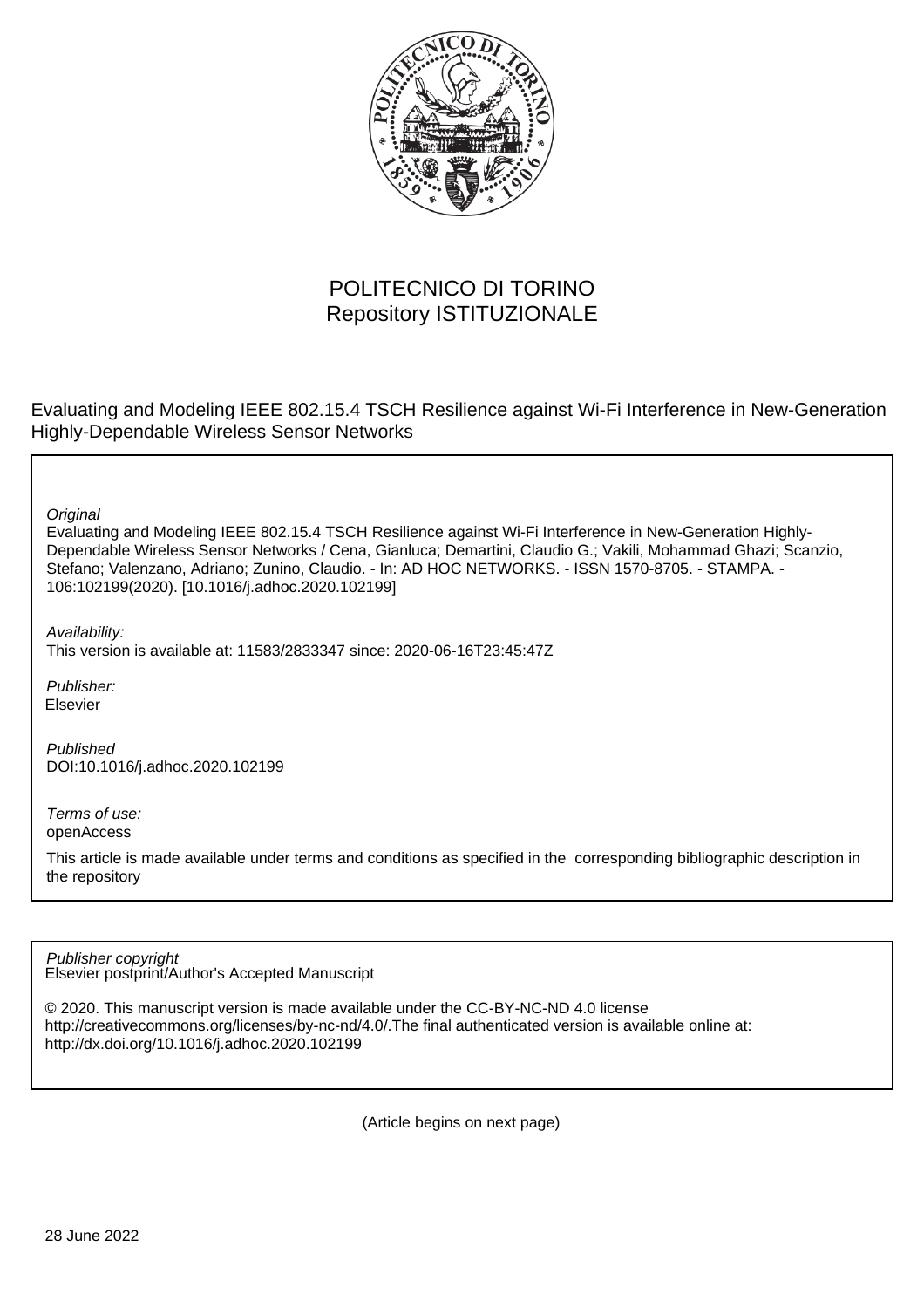POLITECNICO DI TORINO
Repository ISTITUZIONALE

Evaluating and Modeling IEEE 802.15.4 TSCH Resilience against Wi-Fi Interference in New-Generation Highly-Dependable Wireless Sensor Networks

*Original*
Evaluating and Modeling IEEE 802.15.4 TSCH Resilience against Wi-Fi Interference in New-Generation Highly-Dependable Wireless Sensor Networks / Cena, Gianluca; Demartini, Claudio G.; Vakili, Mohammad Ghazi; Scanzio, Stefano; Valenzano, Adriano; Zunino, Claudio. - In: AD HOC NETWORKS. - ISSN 1570-8705. - STAMPA. - 106:102199(2020). [10.1016/j.adhoc.2020.102199]

*Availability:*
This version is available at: 11583/2833347 since: 2020-06-16T23:45:47Z

*Publisher:*
Elsevier

*Published*
DOI:10.1016/j.adhoc.2020.102199

*Terms of use:*
openAccess

This article is made available under terms and conditions as specified in the corresponding bibliographic description in the repository

*Publisher copyright*
Elsevier postprint/Author's Accepted Manuscript

© 2020. This manuscript version is made available under the CC-BY-NC-ND 4.0 license http://creativecommons.org/licenses/by-nc-nd/4.0/.The final authenticated version is available online at: http://dx.doi.org/10.1016/j.adhoc.2020.102199

(Article begins on next page)

28 June 2022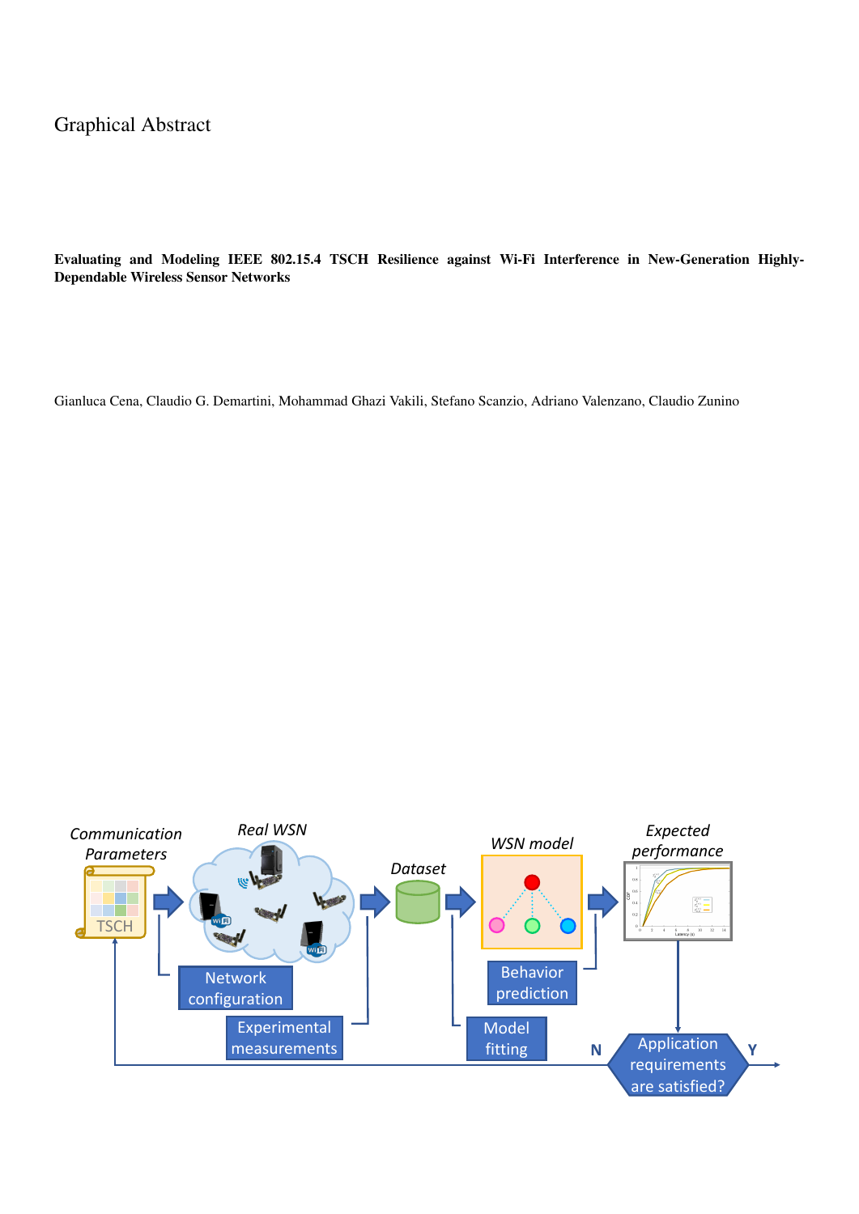Graphical Abstract

**Evaluating and Modeling IEEE 802.15.4 TSCH Resilience against Wi-Fi Interference in New-Generation Highly-Dependable Wireless Sensor Networks**

Gianluca Cena, Claudio G. Demartini, Mohammad Ghazi Vakili, Stefano Scanzio, Adriano Valenzano, Claudio Zunino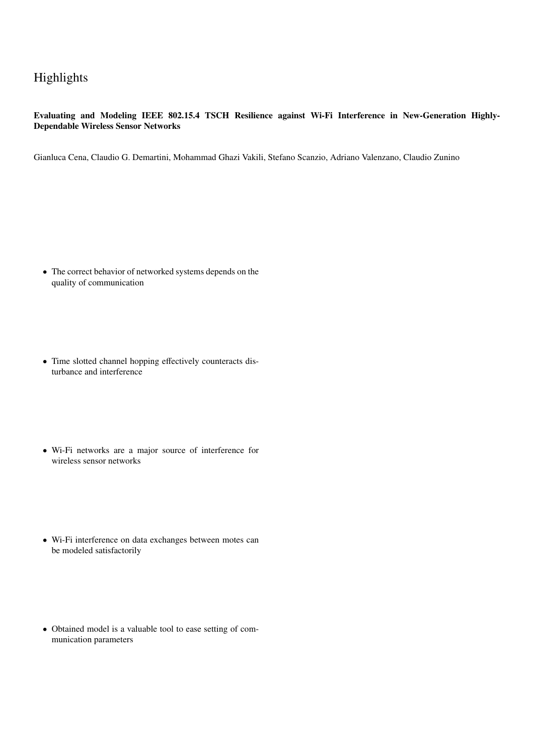# Highlights

**Evaluating and Modeling IEEE 802.15.4 TSCH Resilience against Wi-Fi Interference in New-Generation Highly-Dependable Wireless Sensor Networks**

Gianluca Cena, Claudio G. Demartini, Mohammad Ghazi Vakili, Stefano Scanzio, Adriano Valenzano, Claudio Zunino

- The correct behavior of networked systems depends on the quality of communication
- Time slotted channel hopping effectively counteracts disturbance and interference
- Wi-Fi networks are a major source of interference for wireless sensor networks
- Wi-Fi interference on data exchanges between motes can be modeled satisfactorily
- Obtained model is a valuable tool to ease setting of communication parameters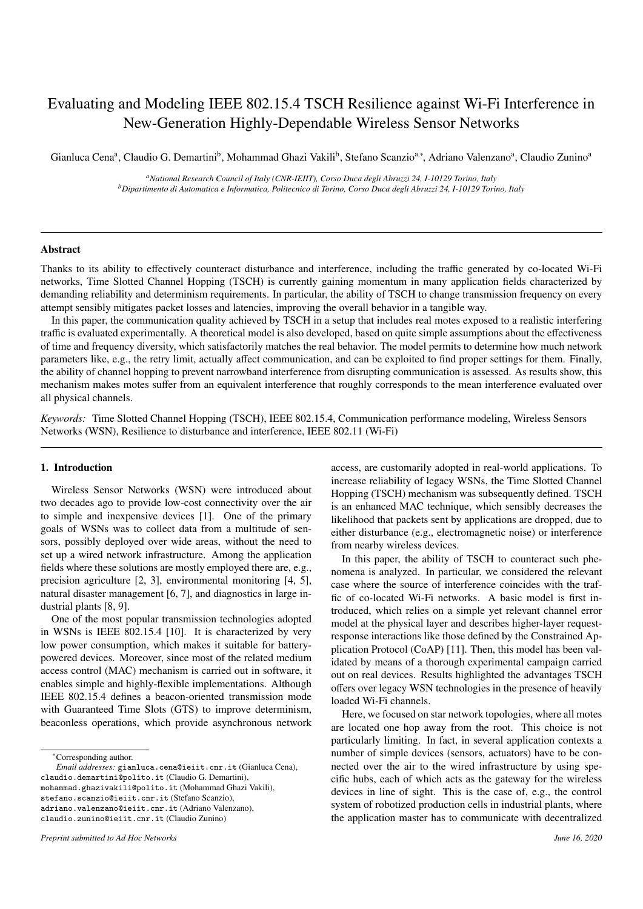# Evaluating and Modeling IEEE 802.15.4 TSCH Resilience against Wi-Fi Interference in New-Generation Highly-Dependable Wireless Sensor Networks

Gianluca Cena[a], Claudio G. Demartini[b], Mohammad Ghazi Vakili[b], Stefano Scanzio[a,*], Adriano Valenzano[a], Claudio Zunino[a]

[a]*National Research Council of Italy (CNR-IEIIT), Corso Duca degli Abruzzi 24, I-10129 Torino, Italy*
[b]*Dipartimento di Automatica e Informatica, Politecnico di Torino, Corso Duca degli Abruzzi 24, I-10129 Torino, Italy*

---

## Abstract

Thanks to its ability to effectively counteract disturbance and interference, including the traffic generated by co-located Wi-Fi networks, Time Slotted Channel Hopping (TSCH) is currently gaining momentum in many application fields characterized by demanding reliability and determinism requirements. In particular, the ability of TSCH to change transmission frequency on every attempt sensibly mitigates packet losses and latencies, improving the overall behavior in a tangible way.

In this paper, the communication quality achieved by TSCH in a setup that includes real motes exposed to a realistic interfering traffic is evaluated experimentally. A theoretical model is also developed, based on quite simple assumptions about the effectiveness of time and frequency diversity, which satisfactorily matches the real behavior. The model permits to determine how much network parameters like, e.g., the retry limit, actually affect communication, and can be exploited to find proper settings for them. Finally, the ability of channel hopping to prevent narrowband interference from disrupting communication is assessed. As results show, this mechanism makes motes suffer from an equivalent interference that roughly corresponds to the mean interference evaluated over all physical channels.

*Keywords:* Time Slotted Channel Hopping (TSCH), IEEE 802.15.4, Communication performance modeling, Wireless Sensors Networks (WSN), Resilience to disturbance and interference, IEEE 802.11 (Wi-Fi)

---

## 1. Introduction

Wireless Sensor Networks (WSN) were introduced about two decades ago to provide low-cost connectivity over the air to simple and inexpensive devices [1]. One of the primary goals of WSNs was to collect data from a multitude of sensors, possibly deployed over wide areas, without the need to set up a wired network infrastructure. Among the application fields where these solutions are mostly employed there are, e.g., precision agriculture [2, 3], environmental monitoring [4, 5], natural disaster management [6, 7], and diagnostics in large industrial plants [8, 9].

One of the most popular transmission technologies adopted in WSNs is IEEE 802.15.4 [10]. It is characterized by very low power consumption, which makes it suitable for battery-powered devices. Moreover, since most of the related medium access control (MAC) mechanism is carried out in software, it enables simple and highly-flexible implementations. Although IEEE 802.15.4 defines a beacon-oriented transmission mode with Guaranteed Time Slots (GTS) to improve determinism, beaconless operations, which provide asynchronous network access, are customarily adopted in real-world applications. To increase reliability of legacy WSNs, the Time Slotted Channel Hopping (TSCH) mechanism was subsequently defined. TSCH is an enhanced MAC technique, which sensibly decreases the likelihood that packets sent by applications are dropped, due to either disturbance (e.g., electromagnetic noise) or interference from nearby wireless devices.

In this paper, the ability of TSCH to counteract such phenomena is analyzed. In particular, we considered the relevant case where the source of interference coincides with the traffic of co-located Wi-Fi networks. A basic model is first introduced, which relies on a simple yet relevant channel error model at the physical layer and describes higher-layer request-response interactions like those defined by the Constrained Application Protocol (CoAP) [11]. Then, this model has been validated by means of a thorough experimental campaign carried out on real devices. Results highlighted the advantages TSCH offers over legacy WSN technologies in the presence of heavily loaded Wi-Fi channels.

Here, we focused on star network topologies, where all motes are located one hop away from the root. This choice is not particularly limiting. In fact, in several application contexts a number of simple devices (sensors, actuators) have to be connected over the air to the wired infrastructure by using specific hubs, each of which acts as the gateway for the wireless devices in line of sight. This is the case of, e.g., the control system of robotized production cells in industrial plants, where the application master has to communicate with decentralized

---

*Corresponding author.
*Email addresses:* gianluca.cena@ieiit.cnr.it (Gianluca Cena), claudio.demartini@polito.it (Claudio G. Demartini), mohammad.ghazivakili@polito.it (Mohammad Ghazi Vakili), stefano.scanzio@ieiit.cnr.it (Stefano Scanzio), adriano.valenzano@ieiit.cnr.it (Adriano Valenzano), claudio.zunino@ieiit.cnr.it (Claudio Zunino)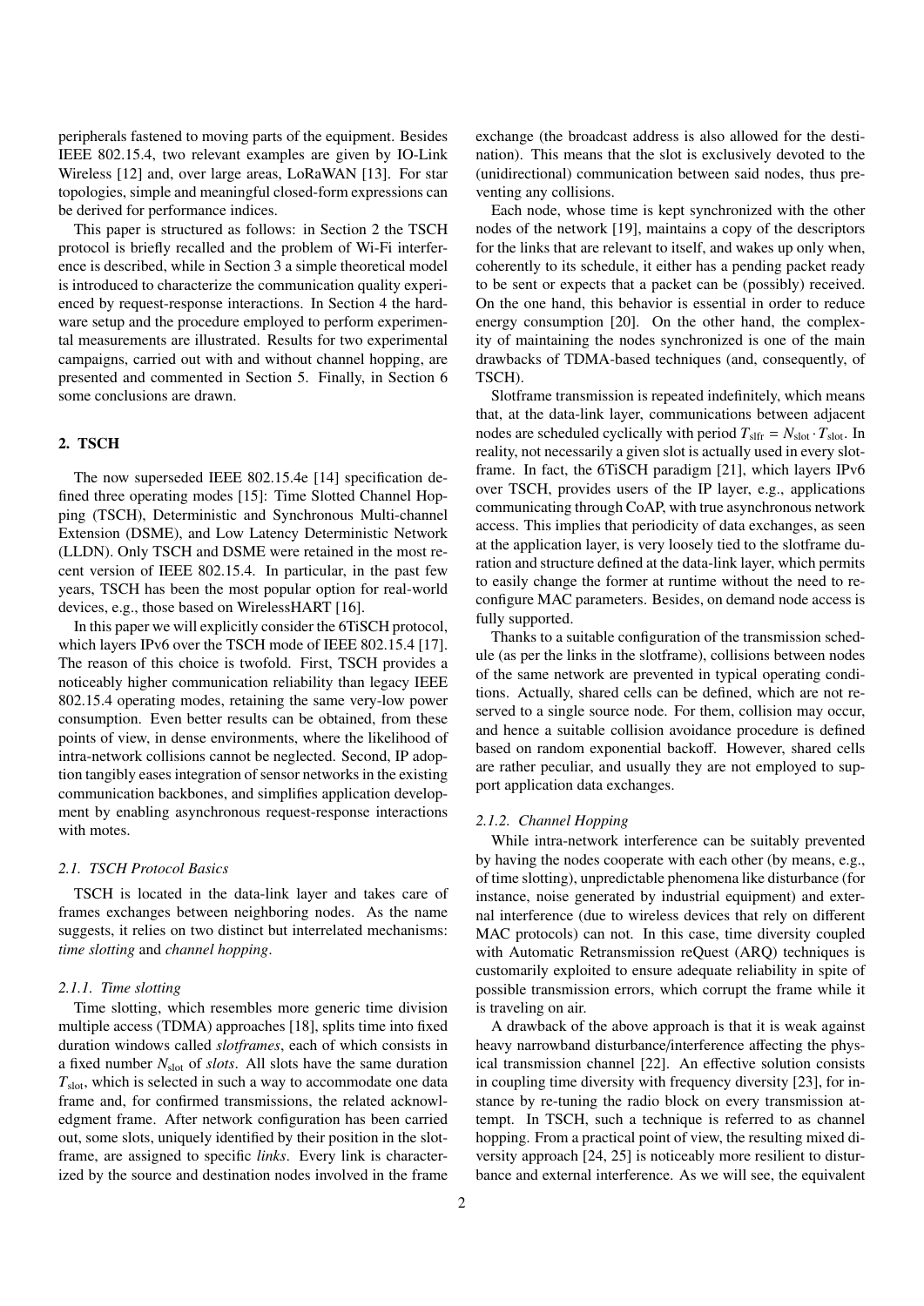peripherals fastened to moving parts of the equipment. Besides IEEE 802.15.4, two relevant examples are given by IO-Link Wireless [12] and, over large areas, LoRaWAN [13]. For star topologies, simple and meaningful closed-form expressions can be derived for performance indices.

This paper is structured as follows: in Section 2 the TSCH protocol is briefly recalled and the problem of Wi-Fi interference is described, while in Section 3 a simple theoretical model is introduced to characterize the communication quality experienced by request-response interactions. In Section 4 the hardware setup and the procedure employed to perform experimental measurements are illustrated. Results for two experimental campaigns, carried out with and without channel hopping, are presented and commented in Section 5. Finally, in Section 6 some conclusions are drawn.

## 2. TSCH

The now superseded IEEE 802.15.4e [14] specification defined three operating modes [15]: Time Slotted Channel Hopping (TSCH), Deterministic and Synchronous Multi-channel Extension (DSME), and Low Latency Deterministic Network (LLDN). Only TSCH and DSME were retained in the most recent version of IEEE 802.15.4. In particular, in the past few years, TSCH has been the most popular option for real-world devices, e.g., those based on WirelessHART [16].

In this paper we will explicitly consider the 6TiSCH protocol, which layers IPv6 over the TSCH mode of IEEE 802.15.4 [17]. The reason of this choice is twofold. First, TSCH provides a noticeably higher communication reliability than legacy IEEE 802.15.4 operating modes, retaining the same very-low power consumption. Even better results can be obtained, from these points of view, in dense environments, where the likelihood of intra-network collisions cannot be neglected. Second, IP adoption tangibly eases integration of sensor networks in the existing communication backbones, and simplifies application development by enabling asynchronous request-response interactions with motes.

### 2.1. TSCH Protocol Basics

TSCH is located in the data-link layer and takes care of frames exchanges between neighboring nodes. As the name suggests, it relies on two distinct but interrelated mechanisms: *time slotting* and *channel hopping*.

#### 2.1.1. Time slotting

Time slotting, which resembles more generic time division multiple access (TDMA) approaches [18], splits time into fixed duration windows called *slotframes*, each of which consists in a fixed number $N_{\text{slot}}$ of *slots*. All slots have the same duration $T_{\text{slot}}$, which is selected in such a way to accommodate one data frame and, for confirmed transmissions, the related acknowledgment frame. After network configuration has been carried out, some slots, uniquely identified by their position in the slotframe, are assigned to specific *links*. Every link is characterized by the source and destination nodes involved in the frame exchange (the broadcast address is also allowed for the destination). This means that the slot is exclusively devoted to the (unidirectional) communication between said nodes, thus preventing any collisions.

Each node, whose time is kept synchronized with the other nodes of the network [19], maintains a copy of the descriptors for the links that are relevant to itself, and wakes up only when, coherently to its schedule, it either has a pending packet ready to be sent or expects that a packet can be (possibly) received. On the one hand, this behavior is essential in order to reduce energy consumption [20]. On the other hand, the complexity of maintaining the nodes synchronized is one of the main drawbacks of TDMA-based techniques (and, consequently, of TSCH).

Slotframe transmission is repeated indefinitely, which means that, at the data-link layer, communications between adjacent nodes are scheduled cyclically with period $T_{\text{slfr}} = N_{\text{slot}} \cdot T_{\text{slot}}$. In reality, not necessarily a given slot is actually used in every slotframe. In fact, the 6TiSCH paradigm [21], which layers IPv6 over TSCH, provides users of the IP layer, e.g., applications communicating through CoAP, with true asynchronous network access. This implies that periodicity of data exchanges, as seen at the application layer, is very loosely tied to the slotframe duration and structure defined at the data-link layer, which permits to easily change the former at runtime without the need to reconfigure MAC parameters. Besides, on demand node access is fully supported.

Thanks to a suitable configuration of the transmission schedule (as per the links in the slotframe), collisions between nodes of the same network are prevented in typical operating conditions. Actually, shared cells can be defined, which are not reserved to a single source node. For them, collision may occur, and hence a suitable collision avoidance procedure is defined based on random exponential backoff. However, shared cells are rather peculiar, and usually they are not employed to support application data exchanges.

#### 2.1.2. Channel Hopping

While intra-network interference can be suitably prevented by having the nodes cooperate with each other (by means, e.g., of time slotting), unpredictable phenomena like disturbance (for instance, noise generated by industrial equipment) and external interference (due to wireless devices that rely on different MAC protocols) can not. In this case, time diversity coupled with Automatic Retransmission reQuest (ARQ) techniques is customarily exploited to ensure adequate reliability in spite of possible transmission errors, which corrupt the frame while it is traveling on air.

A drawback of the above approach is that it is weak against heavy narrowband disturbance/interference affecting the physical transmission channel [22]. An effective solution consists in coupling time diversity with frequency diversity [23], for instance by re-tuning the radio block on every transmission attempt. In TSCH, such a technique is referred to as channel hopping. From a practical point of view, the resulting mixed diversity approach [24, 25] is noticeably more resilient to disturbance and external interference. As we will see, the equivalent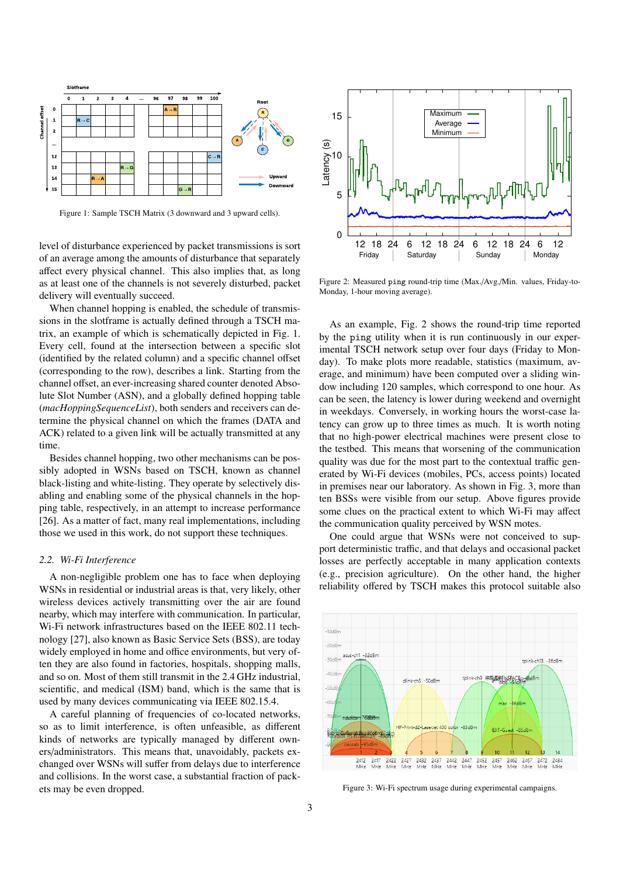Figure 1: Sample TSCH Matrix (3 downward and 3 upward cells).

level of disturbance experienced by packet transmissions is sort of an average among the amounts of disturbance that separately affect every physical channel. This also implies that, as long as at least one of the channels is not severely disturbed, packet delivery will eventually succeed.

When channel hopping is enabled, the schedule of transmissions in the slotframe is actually defined through a TSCH matrix, an example of which is schematically depicted in Fig. 1. Every cell, found at the intersection between a specific slot (identified by the related column) and a specific channel offset (corresponding to the row), describes a link. Starting from the channel offset, an ever-increasing shared counter denoted Absolute Slot Number (ASN), and a globally defined hopping table (*macHoppingSequenceList*), both senders and receivers can determine the physical channel on which the frames (DATA and ACK) related to a given link will be actually transmitted at any time.

Besides channel hopping, two other mechanisms can be possibly adopted in WSNs based on TSCH, known as channel black-listing and white-listing. They operate by selectively disabling and enabling some of the physical channels in the hopping table, respectively, in an attempt to increase performance [26]. As a matter of fact, many real implementations, including those we used in this work, do not support these techniques.

### 2.2. Wi-Fi Interference

A non-negligible problem one has to face when deploying WSNs in residential or industrial areas is that, very likely, other wireless devices actively transmitting over the air are found nearby, which may interfere with communication. In particular, Wi-Fi network infrastructures based on the IEEE 802.11 technology [27], also known as Basic Service Sets (BSS), are today widely employed in home and office environments, but very often they are also found in factories, hospitals, shopping malls, and so on. Most of them still transmit in the 2.4 GHz industrial, scientific, and medical (ISM) band, which is the same that is used by many devices communicating via IEEE 802.15.4.

A careful planning of frequencies of co-located networks, so as to limit interference, is often unfeasible, as different kinds of networks are typically managed by different owners/administrators. This means that, unavoidably, packets exchanged over WSNs will suffer from delays due to interference and collisions. In the worst case, a substantial fraction of packets may be even dropped.

Figure 2: Measured `ping` round-trip time (Max./Avg./Min. values, Friday-to-Monday, 1-hour moving average).

As an example, Fig. 2 shows the round-trip time reported by the `ping` utility when it is run continuously in our experimental TSCH network setup over four days (Friday to Monday). To make plots more readable, statistics (maximum, average, and minimum) have been computed over a sliding window including 120 samples, which correspond to one hour. As can be seen, the latency is lower during weekend and overnight in weekdays. Conversely, in working hours the worst-case latency can grow up to three times as much. It is worth noting that no high-power electrical machines were present close to the testbed. This means that worsening of the communication quality was due for the most part to the contextual traffic generated by Wi-Fi devices (mobiles, PCs, access points) located in premises near our laboratory. As shown in Fig. 3, more than ten BSSs were visible from our setup. Above figures provide some clues on the practical extent to which Wi-Fi may affect the communication quality perceived by WSN motes.

One could argue that WSNs were not conceived to support deterministic traffic, and that delays and occasional packet losses are perfectly acceptable in many application contexts (e.g., precision agriculture). On the other hand, the higher reliability offered by TSCH makes this protocol suitable also

Figure 3: Wi-Fi spectrum usage during experimental campaigns.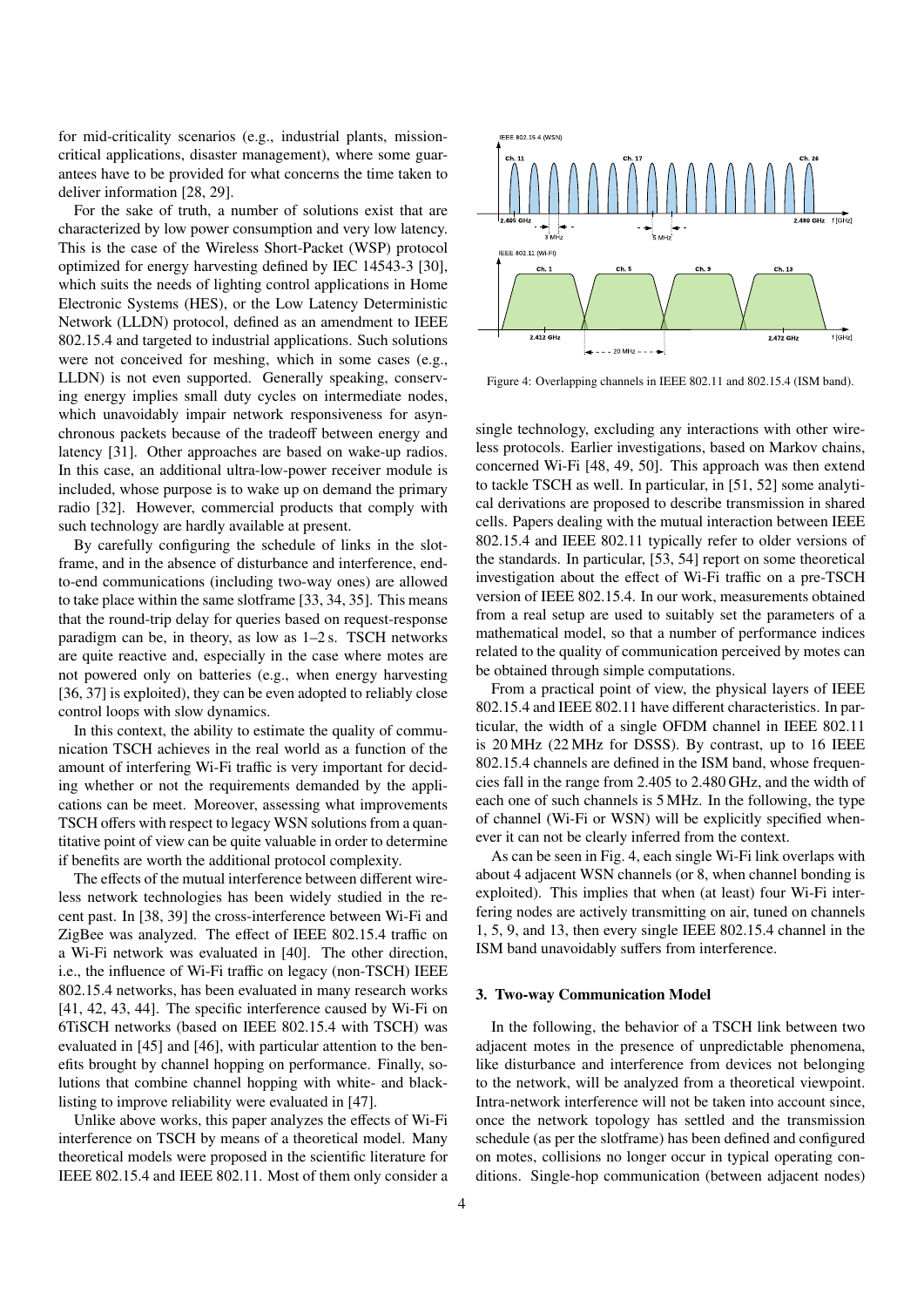for mid-criticality scenarios (e.g., industrial plants, mission-critical applications, disaster management), where some guarantees have to be provided for what concerns the time taken to deliver information [28, 29].

For the sake of truth, a number of solutions exist that are characterized by low power consumption and very low latency. This is the case of the Wireless Short-Packet (WSP) protocol optimized for energy harvesting defined by IEC 14543-3 [30], which suits the needs of lighting control applications in Home Electronic Systems (HES), or the Low Latency Deterministic Network (LLDN) protocol, defined as an amendment to IEEE 802.15.4 and targeted to industrial applications. Such solutions were not conceived for meshing, which in some cases (e.g., LLDN) is not even supported. Generally speaking, conserving energy implies small duty cycles on intermediate nodes, which unavoidably impair network responsiveness for asynchronous packets because of the tradeoff between energy and latency [31]. Other approaches are based on wake-up radios. In this case, an additional ultra-low-power receiver module is included, whose purpose is to wake up on demand the primary radio [32]. However, commercial products that comply with such technology are hardly available at present.

By carefully configuring the schedule of links in the slotframe, and in the absence of disturbance and interference, end-to-end communications (including two-way ones) are allowed to take place within the same slotframe [33, 34, 35]. This means that the round-trip delay for queries based on request-response paradigm can be, in theory, as low as 1–2 s. TSCH networks are quite reactive and, especially in the case where motes are not powered only on batteries (e.g., when energy harvesting [36, 37] is exploited), they can be even adopted to reliably close control loops with slow dynamics.

In this context, the ability to estimate the quality of communication TSCH achieves in the real world as a function of the amount of interfering Wi-Fi traffic is very important for deciding whether or not the requirements demanded by the applications can be meet. Moreover, assessing what improvements TSCH offers with respect to legacy WSN solutions from a quantitative point of view can be quite valuable in order to determine if benefits are worth the additional protocol complexity.

The effects of the mutual interference between different wireless network technologies has been widely studied in the recent past. In [38, 39] the cross-interference between Wi-Fi and ZigBee was analyzed. The effect of IEEE 802.15.4 traffic on a Wi-Fi network was evaluated in [40]. The other direction, i.e., the influence of Wi-Fi traffic on legacy (non-TSCH) IEEE 802.15.4 networks, has been evaluated in many research works [41, 42, 43, 44]. The specific interference caused by Wi-Fi on 6TiSCH networks (based on IEEE 802.15.4 with TSCH) was evaluated in [45] and [46], with particular attention to the benefits brought by channel hopping on performance. Finally, solutions that combine channel hopping with white- and blacklisting to improve reliability were evaluated in [47].

Unlike above works, this paper analyzes the effects of Wi-Fi interference on TSCH by means of a theoretical model. Many theoretical models were proposed in the scientific literature for IEEE 802.15.4 and IEEE 802.11. Most of them only consider a single technology, excluding any interactions with other wireless protocols. Earlier investigations, based on Markov chains, concerned Wi-Fi [48, 49, 50]. This approach was then extend to tackle TSCH as well. In particular, in [51, 52] some analytical derivations are proposed to describe transmission in shared cells. Papers dealing with the mutual interaction between IEEE 802.15.4 and IEEE 802.11 typically refer to older versions of the standards. In particular, [53, 54] report on some theoretical investigation about the effect of Wi-Fi traffic on a pre-TSCH version of IEEE 802.15.4. In our work, measurements obtained from a real setup are used to suitably set the parameters of a mathematical model, so that a number of performance indices related to the quality of communication perceived by motes can be obtained through simple computations.

Figure 4: Overlapping channels in IEEE 802.11 and 802.15.4 (ISM band).

From a practical point of view, the physical layers of IEEE 802.15.4 and IEEE 802.11 have different characteristics. In particular, the width of a single OFDM channel in IEEE 802.11 is 20 MHz (22 MHz for DSSS). By contrast, up to 16 IEEE 802.15.4 channels are defined in the ISM band, whose frequencies fall in the range from 2.405 to 2.480 GHz, and the width of each one of such channels is 5 MHz. In the following, the type of channel (Wi-Fi or WSN) will be explicitly specified whenever it can not be clearly inferred from the context.

As can be seen in Fig. 4, each single Wi-Fi link overlaps with about 4 adjacent WSN channels (or 8, when channel bonding is exploited). This implies that when (at least) four Wi-Fi interfering nodes are actively transmitting on air, tuned on channels 1, 5, 9, and 13, then every single IEEE 802.15.4 channel in the ISM band unavoidably suffers from interference.

## 3. Two-way Communication Model

In the following, the behavior of a TSCH link between two adjacent motes in the presence of unpredictable phenomena, like disturbance and interference from devices not belonging to the network, will be analyzed from a theoretical viewpoint. Intra-network interference will not be taken into account since, once the network topology has settled and the transmission schedule (as per the slotframe) has been defined and configured on motes, collisions no longer occur in typical operating conditions. Single-hop communication (between adjacent nodes)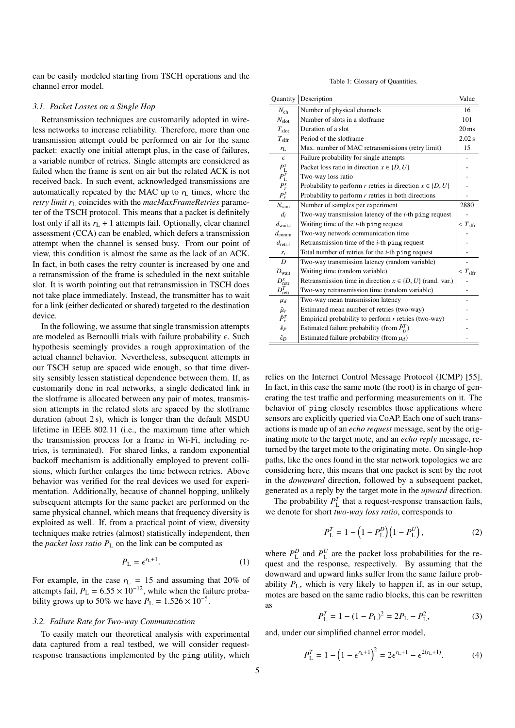can be easily modeled starting from TSCH operations and the channel error model.

### 3.1. Packet Losses on a Single Hop

Retransmission techniques are customarily adopted in wireless networks to increase reliability. Therefore, more than one transmission attempt could be performed on air for the same packet: exactly one initial attempt plus, in the case of failures, a variable number of retries. Single attempts are considered as failed when the frame is sent on air but the related ACK is not received back. In such event, acknowledged transmissions are automatically repeated by the MAC up to $r_{\mathrm{L}}$ times, where the *retry limit* $r_{\mathrm{L}}$ coincides with the *macMaxFrameRetries* parameter of the TSCH protocol. This means that a packet is definitely lost only if all its $r_{\mathrm{L}}+1$ attempts fail. Optionally, clear channel assessment (CCA) can be enabled, which defers a transmission attempt when the channel is sensed busy. From our point of view, this condition is almost the same as the lack of an ACK. In fact, in both cases the retry counter is increased by one and a retransmission of the frame is scheduled in the next suitable slot. It is worth pointing out that retransmission in TSCH does not take place immediately. Instead, the transmitter has to wait for a link (either dedicated or shared) targeted to the destination device.

In the following, we assume that single transmission attempts are modeled as Bernoulli trials with failure probability $\epsilon$. Such hypothesis seemingly provides a rough approximation of the actual channel behavior. Nevertheless, subsequent attempts in our TSCH setup are spaced wide enough, so that time diversity sensibly lessen statistical dependence between them. If, as customarily done in real networks, a single dedicated link in the slotframe is allocated between any pair of motes, transmission attempts in the related slots are spaced by the slotframe duration (about 2 s), which is longer than the default MSDU lifetime in IEEE 802.11 (i.e., the maximum time after which the transmission process for a frame in Wi-Fi, including retries, is terminated). For shared links, a random exponential backoff mechanism is additionally employed to prevent collisions, which further enlarges the time between retries. Above behavior was verified for the real devices we used for experimentation. Additionally, because of channel hopping, unlikely subsequent attempts for the same packet are performed on the same physical channel, which means that frequency diversity is exploited as well. If, from a practical point of view, diversity techniques make retries (almost) statistically independent, then the *packet loss ratio* $P_{\mathrm{L}}$ on the link can be computed as

$$P_{\mathrm{L}} = \epsilon^{r_{\mathrm{L}}+1}. \tag{1}$$

For example, in the case $r_{\mathrm{L}} = 15$ and assuming that 20% of attempts fail, $P_{\mathrm{L}} = 6.55 \times 10^{-12}$, while when the failure probability grows up to 50% we have $P_{\mathrm{L}} = 1.526 \times 10^{-5}$.

### 3.2. Failure Rate for Two-way Communication

To easily match our theoretical analysis with experimental data captured from a real testbed, we will consider request-response transactions implemented by the `ping` utility, which relies on the Internet Control Message Protocol (ICMP) [55]. In fact, in this case the same mote (the root) is in charge of generating the test traffic and performing measurements on it. The behavior of `ping` closely resembles those applications where sensors are explicitly queried via CoAP. Each one of such transactions is made up of an *echo request* message, sent by the originating mote to the target mote, and an *echo reply* message, returned by the target mote to the originating mote. On single-hop paths, like the ones found in the star network topologies we are considering here, this means that one packet is sent by the root in the *downward* direction, followed by a subsequent packet, generated as a reply by the target mote in the *upward* direction.

The probability $P_{\mathrm{L}}^{T}$ that a request-response transaction fails, we denote for short *two-way loss ratio*, corresponds to

$$P_{\mathrm{L}}^{T} = 1 - \left(1 - P_{\mathrm{L}}^{D}\right)\left(1 - P_{\mathrm{L}}^{U}\right), \tag{2}$$

where $P_{\mathrm{L}}^{D}$ and $P_{\mathrm{L}}^{U}$ are the packet loss probabilities for the request and the response, respectively. By assuming that the downward and upward links suffer from the same failure probability $P_{\mathrm{L}}$, which is very likely to happen if, as in our setup, motes are based on the same radio blocks, this can be rewritten as

$$P_{\mathrm{L}}^{T} = 1 - (1 - P_{\mathrm{L}})^2 = 2P_{\mathrm{L}} - P_{\mathrm{L}}^2, \tag{3}$$

and, under our simplified channel error model,

$$P_{\mathrm{L}}^{T} = 1 - \left(1 - \epsilon^{r_{\mathrm{L}}+1}\right)^2 = 2\epsilon^{r_{\mathrm{L}}+1} - \epsilon^{2(r_{\mathrm{L}}+1)}. \tag{4}$$

Table 1: Glossary of Quantities.

| Quantity | Description | Value |
|---|---|---|
| $N_{\mathrm{ch}}$ | Number of physical channels | 16 |
| $N_{\mathrm{slot}}$ | Number of slots in a slotframe | 101 |
| $T_{\mathrm{slot}}$ | Duration of a slot | 20 ms |
| $T_{\mathrm{slfr}}$ | Period of the slotframe | 2.02 s |
| $r_{\mathrm{L}}$ | Max. number of MAC retransmissions (retry limit) | 15 |
| $\epsilon$ | Failure probability for single attempts | - |
| $P_{\mathrm{L}}^{x}$ | Packet loss ratio in direction $x \in \{D, U\}$ | - |
| $P_{\mathrm{L}}^{T}$ | Two-way loss ratio | - |
| $P_{r}^{x}$ | Probability to perform $r$ retries in direction $x \in \{D, U\}$ | - |
| $P_{r}^{T}$ | Probability to perform $r$ retries in both directions | - |
| $N_{\mathrm{sam}}$ | Number of samples per experiment | 2880 |
| $d_i$ | Two-way transmission latency of the $i$-th `ping` request | - |
| $d_{\mathrm{wait},i}$ | Waiting time of the $i$-th `ping` request | $< T_{\mathrm{slfr}}$ |
| $d_{\mathrm{comm}}$ | Two-way network communication time | - |
| $d_{\mathrm{retr},i}$ | Retransmission time of the $i$-th `ping` request | - |
| $r_i$ | Total number of retries for the $i$-th `ping` request | - |
| $D$ | Two-way transmission latency (random variable) | - |
| $D_{\mathrm{wait}}$ | Waiting time (random variable) | $< T_{\mathrm{slfr}}$ |
| $D_{\mathrm{retr}}^{x}$ | Retransmission time in direction $x \in \{D, U\}$ (rand. var.) | - |
| $D_{\mathrm{retr}}^{T}$ | Two-way retransmission time (random variable) | - |
| $\mu_d$ | Two-way mean transmission latency | - |
| $\hat{\mu}_r$ | Estimated mean number of retries (two-way) | - |
| $\hat{P}_{r}^{T}$ | Empirical probability to perform $r$ retries (two-way) | - |
| $\hat{\epsilon}_P$ | Estimated failure probability (from $\hat{P}_{0}^{T}$) | - |
| $\hat{\epsilon}_D$ | Estimated failure probability (from $\mu_d$) | - |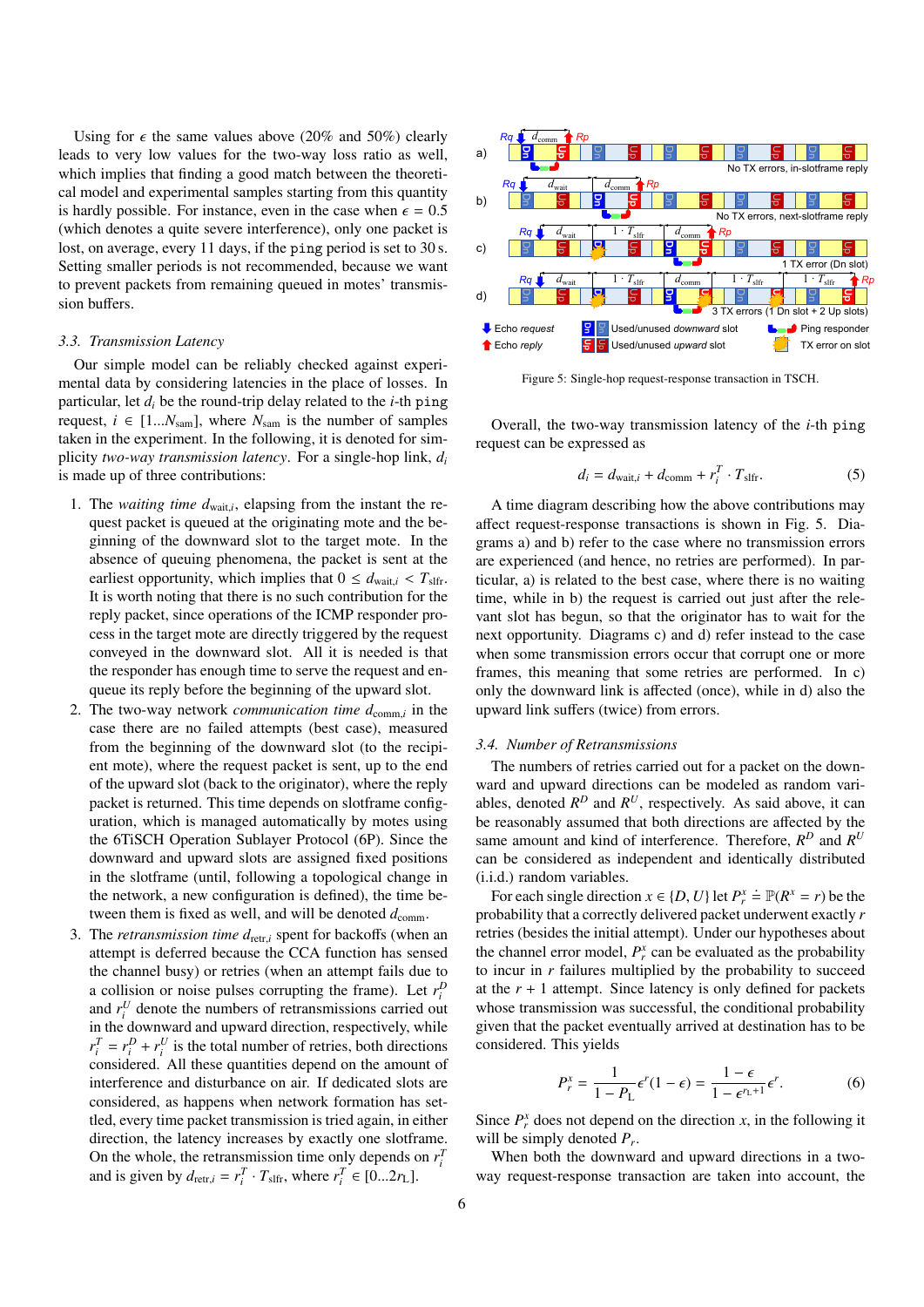Using for $\epsilon$ the same values above (20% and 50%) clearly leads to very low values for the two-way loss ratio as well, which implies that finding a good match between the theoretical model and experimental samples starting from this quantity is hardly possible. For instance, even in the case when $\epsilon = 0.5$ (which denotes a quite severe interference), only one packet is lost, on average, every 11 days, if the `ping` period is set to 30 s. Setting smaller periods is not recommended, because we want to prevent packets from remaining queued in motes' transmission buffers.

### 3.3. Transmission Latency

Our simple model can be reliably checked against experimental data by considering latencies in the place of losses. In particular, let $d_i$ be the round-trip delay related to the $i$-th `ping` request, $i \in [1 \ldots N_{\text{sam}}]$, where $N_{\text{sam}}$ is the number of samples taken in the experiment. In the following, it is denoted for simplicity *two-way transmission latency*. For a single-hop link, $d_i$ is made up of three contributions:

1. The *waiting time* $d_{\text{wait},i}$, elapsing from the instant the request packet is queued at the originating mote and the beginning of the downward slot to the target mote. In the absence of queuing phenomena, the packet is sent at the earliest opportunity, which implies that $0 \le d_{\text{wait},i} < T_{\text{slfr}}$. It is worth noting that there is no such contribution for the reply packet, since operations of the ICMP responder process in the target mote are directly triggered by the request conveyed in the downward slot. All it is needed is that the responder has enough time to serve the request and enqueue its reply before the beginning of the upward slot.
2. The two-way network *communication time* $d_{\text{comm},i}$ in the case there are no failed attempts (best case), measured from the beginning of the downward slot (to the recipient mote), where the request packet is sent, up to the end of the upward slot (back to the originator), where the reply packet is returned. This time depends on slotframe configuration, which is managed automatically by motes using the 6TiSCH Operation Sublayer Protocol (6P). Since the downward and upward slots are assigned fixed positions in the slotframe (until, following a topological change in the network, a new configuration is defined), the time between them is fixed as well, and will be denoted $d_{\text{comm}}$.
3. The *retransmission time* $d_{\text{retr},i}$ spent for backoffs (when an attempt is deferred because the CCA function has sensed the channel busy) or retries (when an attempt fails due to a collision or noise pulses corrupting the frame). Let $r_i^D$ and $r_i^U$ denote the numbers of retransmissions carried out in the downward and upward direction, respectively, while $r_i^T = r_i^D + r_i^U$ is the total number of retries, both directions considered. All these quantities depend on the amount of interference and disturbance on air. If dedicated slots are considered, as happens when network formation has settled, every time packet transmission is tried again, in either direction, the latency increases by exactly one slotframe. On the whole, the retransmission time only depends on $r_i^T$ and is given by $d_{\text{retr},i} = r_i^T \cdot T_{\text{slfr}}$, where $r_i^T \in [0 \ldots 2r_{\text{L}}]$.

Figure 5: Single-hop request-response transaction in TSCH.

Overall, the two-way transmission latency of the $i$-th `ping` request can be expressed as

$$d_i = d_{\text{wait},i} + d_{\text{comm}} + r_i^T \cdot T_{\text{slfr}}. \tag{5}$$

A time diagram describing how the above contributions may affect request-response transactions is shown in Fig. 5. Diagrams a) and b) refer to the case where no transmission errors are experienced (and hence, no retries are performed). In particular, a) is related to the best case, where there is no waiting time, while in b) the request is carried out just after the relevant slot has begun, so that the originator has to wait for the next opportunity. Diagrams c) and d) refer instead to the case when some transmission errors occur that corrupt one or more frames, this meaning that some retries are performed. In c) only the downward link is affected (once), while in d) also the upward link suffers (twice) from errors.

### 3.4. Number of Retransmissions

The numbers of retries carried out for a packet on the downward and upward directions can be modeled as random variables, denoted $R^D$ and $R^U$, respectively. As said above, it can be reasonably assumed that both directions are affected by the same amount and kind of interference. Therefore, $R^D$ and $R^U$ can be considered as independent and identically distributed (i.i.d.) random variables.

For each single direction $x \in \{D, U\}$ let $P_r^x \doteq \mathbb{P}(R^x = r)$ be the probability that a correctly delivered packet underwent exactly $r$ retries (besides the initial attempt). Under our hypotheses about the channel error model, $P_r^x$ can be evaluated as the probability to incur in $r$ failures multiplied by the probability to succeed at the $r+1$ attempt. Since latency is only defined for packets whose transmission was successful, the conditional probability given that the packet eventually arrived at destination has to be considered. This yields

$$P_r^x = \frac{1}{1 - P_{\text{L}}} \epsilon^r (1 - \epsilon) = \frac{1 - \epsilon}{1 - \epsilon^{r_{\text{L}}+1}} \epsilon^r. \tag{6}$$

Since $P_r^x$ does not depend on the direction $x$, in the following it will be simply denoted $P_r$.

When both the downward and upward directions in a two-way request-response transaction are taken into account, the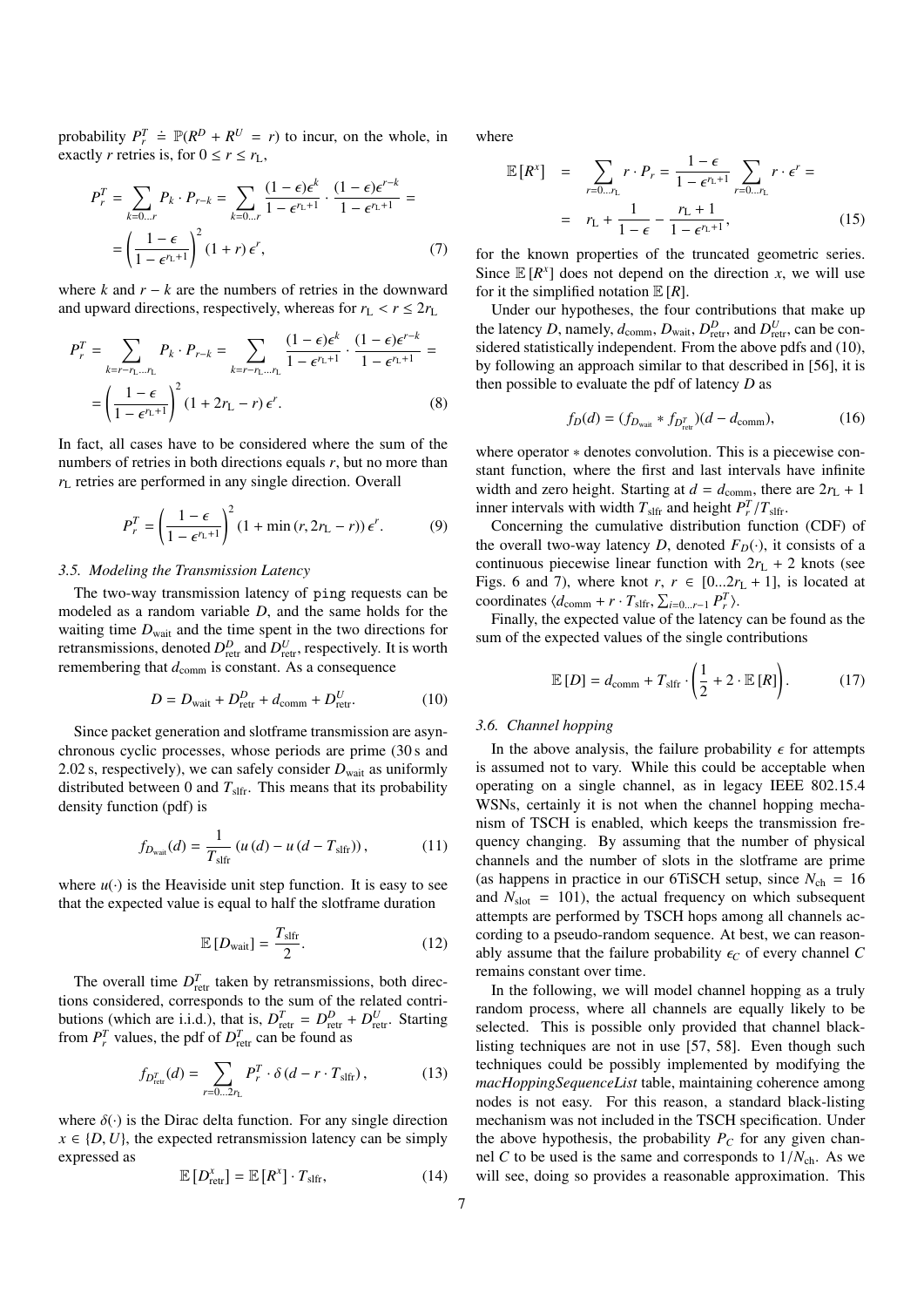probability $P_r^T \doteq \mathbb{P}(R^D + R^U = r)$ to incur, on the whole, in exactly $r$ retries is, for $0 \le r \le r_L$,

$$P_r^T = \sum_{k=0...r} P_k \cdot P_{r-k} = \sum_{k=0...r} \frac{(1-\epsilon)\epsilon^k}{1-\epsilon^{r_L+1}} \cdot \frac{(1-\epsilon)\epsilon^{r-k}}{1-\epsilon^{r_L+1}} = \\ = \left(\frac{1-\epsilon}{1-\epsilon^{r_L+1}}\right)^2 (1+r)\,\epsilon^r, \tag{7}$$

where $k$ and $r-k$ are the numbers of retries in the downward and upward directions, respectively, whereas for $r_L < r \le 2r_L$

$$P_r^T = \sum_{k=r-r_L...r_L} P_k \cdot P_{r-k} = \sum_{k=r-r_L...r_L} \frac{(1-\epsilon)\epsilon^k}{1-\epsilon^{r_L+1}} \cdot \frac{(1-\epsilon)\epsilon^{r-k}}{1-\epsilon^{r_L+1}} = \\ = \left(\frac{1-\epsilon}{1-\epsilon^{r_L+1}}\right)^2 (1+2r_L-r)\,\epsilon^r. \tag{8}$$

In fact, all cases have to be considered where the sum of the numbers of retries in both directions equals $r$, but no more than $r_L$ retries are performed in any single direction. Overall

$$P_r^T = \left(\frac{1-\epsilon}{1-\epsilon^{r_L+1}}\right)^2 (1+\min(r, 2r_L - r))\,\epsilon^r. \tag{9}$$

### 3.5. Modeling the Transmission Latency

The two-way transmission latency of ping requests can be modeled as a random variable $D$, and the same holds for the waiting time $D_{\text{wait}}$ and the time spent in the two directions for retransmissions, denoted $D_{\text{retr}}^D$ and $D_{\text{retr}}^U$, respectively. It is worth remembering that $d_{\text{comm}}$ is constant. As a consequence

$$D = D_{\text{wait}} + D_{\text{retr}}^D + d_{\text{comm}} + D_{\text{retr}}^U. \tag{10}$$

Since packet generation and slotframe transmission are asynchronous cyclic processes, whose periods are prime (30 s and 2.02 s, respectively), we can safely consider $D_{\text{wait}}$ as uniformly distributed between 0 and $T_{\text{slfr}}$. This means that its probability density function (pdf) is

$$f_{D_{\text{wait}}}(d) = \frac{1}{T_{\text{slfr}}}\left(u(d) - u(d - T_{\text{slfr}})\right), \tag{11}$$

where $u(\cdot)$ is the Heaviside unit step function. It is easy to see that the expected value is equal to half the slotframe duration

$$\mathbb{E}[D_{\text{wait}}] = \frac{T_{\text{slfr}}}{2}. \tag{12}$$

The overall time $D_{\text{retr}}^T$ taken by retransmissions, both directions considered, corresponds to the sum of the related contributions (which are i.i.d.), that is, $D_{\text{retr}}^T = D_{\text{retr}}^D + D_{\text{retr}}^U$. Starting from $P_r^T$ values, the pdf of $D_{\text{retr}}^T$ can be found as

$$f_{D_{\text{retr}}^T}(d) = \sum_{r=0...2r_L} P_r^T \cdot \delta\left(d - r \cdot T_{\text{slfr}}\right), \tag{13}$$

where $\delta(\cdot)$ is the Dirac delta function. For any single direction $x \in \{D, U\}$, the expected retransmission latency can be simply expressed as

$$\mathbb{E}[D_{\text{retr}}^x] = \mathbb{E}[R^x] \cdot T_{\text{slfr}}, \tag{14}$$

where

$$\mathbb{E}[R^x] = \sum_{r=0...r_L} r \cdot P_r = \frac{1-\epsilon}{1-\epsilon^{r_L+1}} \sum_{r=0...r_L} r \cdot \epsilon^r = \\ = r_L + \frac{1}{1-\epsilon} - \frac{r_L+1}{1-\epsilon^{r_L+1}}, \tag{15}$$

for the known properties of the truncated geometric series. Since $\mathbb{E}[R^x]$ does not depend on the direction $x$, we will use for it the simplified notation $\mathbb{E}[R]$.

Under our hypotheses, the four contributions that make up the latency $D$, namely, $d_{\text{comm}}$, $D_{\text{wait}}$, $D_{\text{retr}}^D$, and $D_{\text{retr}}^U$, can be considered statistically independent. From the above pdfs and (10), by following an approach similar to that described in [56], it is then possible to evaluate the pdf of latency $D$ as

$$f_D(d) = (f_{D_{\text{wait}}} * f_{D_{\text{retr}}^T})(d - d_{\text{comm}}), \tag{16}$$

where operator $*$ denotes convolution. This is a piecewise constant function, where the first and last intervals have infinite width and zero height. Starting at $d = d_{\text{comm}}$, there are $2r_L + 1$ inner intervals with width $T_{\text{slfr}}$ and height $P_r^T / T_{\text{slfr}}$.

Concerning the cumulative distribution function (CDF) of the overall two-way latency $D$, denoted $F_D(\cdot)$, it consists of a continuous piecewise linear function with $2r_L + 2$ knots (see Figs. 6 and 7), where knot $r$, $r \in [0...2r_L + 1]$, is located at coordinates $\langle d_{\text{comm}} + r \cdot T_{\text{slfr}}, \sum_{i=0...r-1} P_r^T \rangle$.

Finally, the expected value of the latency can be found as the sum of the expected values of the single contributions

$$\mathbb{E}[D] = d_{\text{comm}} + T_{\text{slfr}} \cdot \left(\frac{1}{2} + 2 \cdot \mathbb{E}[R]\right). \tag{17}$$

### 3.6. Channel hopping

In the above analysis, the failure probability $\epsilon$ for attempts is assumed not to vary. While this could be acceptable when operating on a single channel, as in legacy IEEE 802.15.4 WSNs, certainly it is not when the channel hopping mechanism of TSCH is enabled, which keeps the transmission frequency changing. By assuming that the number of physical channels and the number of slots in the slotframe are prime (as happens in practice in our 6TiSCH setup, since $N_{\text{ch}} = 16$ and $N_{\text{slot}} = 101$), the actual frequency on which subsequent attempts are performed by TSCH hops among all channels according to a pseudo-random sequence. At best, we can reasonably assume that the failure probability $\epsilon_C$ of every channel $C$ remains constant over time.

In the following, we will model channel hopping as a truly random process, where all channels are equally likely to be selected. This is possible only provided that channel blacklisting techniques are not in use [57, 58]. Even though such techniques could be possibly implemented by modifying the *macHoppingSequenceList* table, maintaining coherence among nodes is not easy. For this reason, a standard black-listing mechanism was not included in the TSCH specification. Under the above hypothesis, the probability $P_C$ for any given channel $C$ to be used is the same and corresponds to $1/N_{\text{ch}}$. As we will see, doing so provides a reasonable approximation. This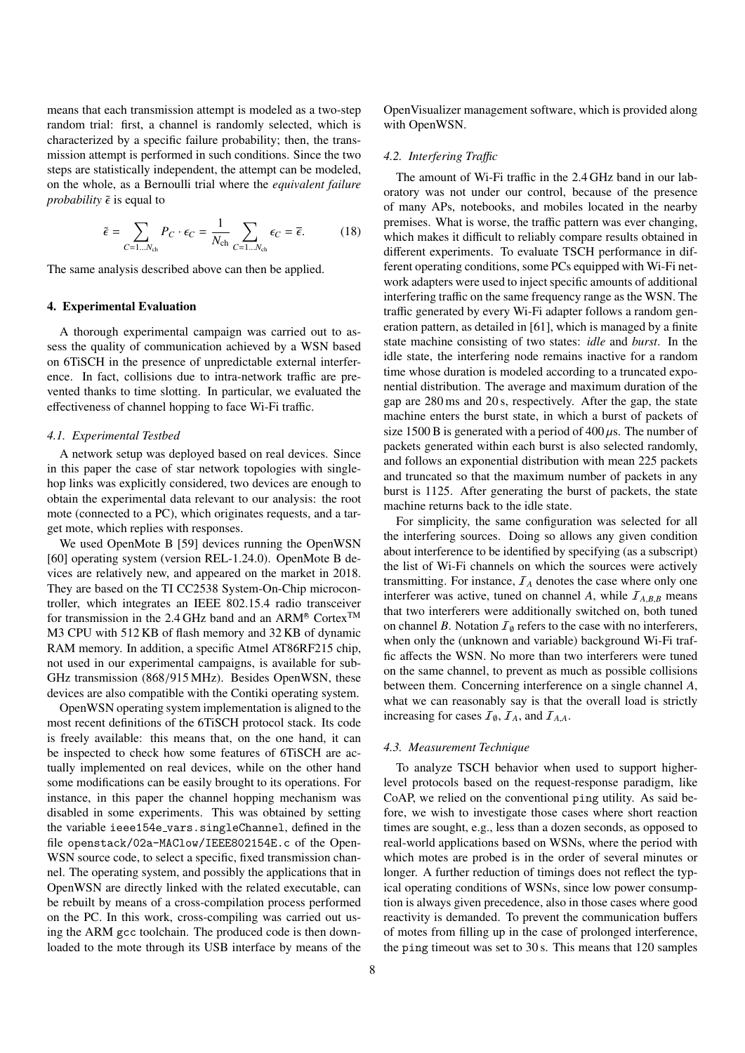means that each transmission attempt is modeled as a two-step random trial: first, a channel is randomly selected, which is characterized by a specific failure probability; then, the transmission attempt is performed in such conditions. Since the two steps are statistically independent, the attempt can be modeled, on the whole, as a Bernoulli trial where the *equivalent failure probability* $\tilde{\epsilon}$ is equal to

$$\tilde{\epsilon} = \sum_{C=1\ldots N_{\mathrm{ch}}} P_C \cdot \epsilon_C = \frac{1}{N_{\mathrm{ch}}} \sum_{C=1\ldots N_{\mathrm{ch}}} \epsilon_C = \overline{\epsilon}. \tag{18}$$

The same analysis described above can then be applied.

## 4. Experimental Evaluation

A thorough experimental campaign was carried out to assess the quality of communication achieved by a WSN based on 6TiSCH in the presence of unpredictable external interference. In fact, collisions due to intra-network traffic are prevented thanks to time slotting. In particular, we evaluated the effectiveness of channel hopping to face Wi-Fi traffic.

### 4.1. Experimental Testbed

A network setup was deployed based on real devices. Since in this paper the case of star network topologies with single-hop links was explicitly considered, two devices are enough to obtain the experimental data relevant to our analysis: the root mote (connected to a PC), which originates requests, and a target mote, which replies with responses.

We used OpenMote B [59] devices running the OpenWSN [60] operating system (version REL-1.24.0). OpenMote B devices are relatively new, and appeared on the market in 2018. They are based on the TI CC2538 System-On-Chip microcontroller, which integrates an IEEE 802.15.4 radio transceiver for transmission in the 2.4 GHz band and an ARM® Cortex™ M3 CPU with 512 KB of flash memory and 32 KB of dynamic RAM memory. In addition, a specific Atmel AT86RF215 chip, not used in our experimental campaigns, is available for sub-GHz transmission (868/915 MHz). Besides OpenWSN, these devices are also compatible with the Contiki operating system.

OpenWSN operating system implementation is aligned to the most recent definitions of the 6TiSCH protocol stack. Its code is freely available: this means that, on the one hand, it can be inspected to check how some features of 6TiSCH are actually implemented on real devices, while on the other hand some modifications can be easily brought to its operations. For instance, in this paper the channel hopping mechanism was disabled in some experiments. This was obtained by setting the variable `ieee154e_vars.singleChannel`, defined in the file `openstack/02a-MAClow/IEEE802154E.c` of the OpenWSN source code, to select a specific, fixed transmission channel. The operating system, and possibly the applications that in OpenWSN are directly linked with the related executable, can be rebuilt by means of a cross-compilation process performed on the PC. In this work, cross-compiling was carried out using the ARM `gcc` toolchain. The produced code is then downloaded to the mote through its USB interface by means of the OpenVisualizer management software, which is provided along with OpenWSN.

### 4.2. Interfering Traffic

The amount of Wi-Fi traffic in the 2.4 GHz band in our laboratory was not under our control, because of the presence of many APs, notebooks, and mobiles located in the nearby premises. What is worse, the traffic pattern was ever changing, which makes it difficult to reliably compare results obtained in different experiments. To evaluate TSCH performance in different operating conditions, some PCs equipped with Wi-Fi network adapters were used to inject specific amounts of additional interfering traffic on the same frequency range as the WSN. The traffic generated by every Wi-Fi adapter follows a random generation pattern, as detailed in [61], which is managed by a finite state machine consisting of two states: *idle* and *burst*. In the idle state, the interfering node remains inactive for a random time whose duration is modeled according to a truncated exponential distribution. The average and maximum duration of the gap are 280 ms and 20 s, respectively. After the gap, the state machine enters the burst state, in which a burst of packets of size 1500 B is generated with a period of 400 $\mu$s. The number of packets generated within each burst is also selected randomly, and follows an exponential distribution with mean 225 packets and truncated so that the maximum number of packets in any burst is 1125. After generating the burst of packets, the state machine returns back to the idle state.

For simplicity, the same configuration was selected for all the interfering sources. Doing so allows any given condition about interference to be identified by specifying (as a subscript) the list of Wi-Fi channels on which the sources were actively transmitting. For instance, $\mathcal{I}_A$ denotes the case where only one interferer was active, tuned on channel $A$, while $\mathcal{I}_{A,B,B}$ means that two interferers were additionally switched on, both tuned on channel $B$. Notation $\mathcal{I}_\emptyset$ refers to the case with no interferers, when only the (unknown and variable) background Wi-Fi traffic affects the WSN. No more than two interferers were tuned on the same channel, to prevent as much as possible collisions between them. Concerning interference on a single channel $A$, what we can reasonably say is that the overall load is strictly increasing for cases $\mathcal{I}_\emptyset$, $\mathcal{I}_A$, and $\mathcal{I}_{A,A}$.

### 4.3. Measurement Technique

To analyze TSCH behavior when used to support higher-level protocols based on the request-response paradigm, like CoAP, we relied on the conventional `ping` utility. As said before, we wish to investigate those cases where short reaction times are sought, e.g., less than a dozen seconds, as opposed to real-world applications based on WSNs, where the period with which motes are probed is in the order of several minutes or longer. A further reduction of timings does not reflect the typical operating conditions of WSNs, since low power consumption is always given precedence, also in those cases where good reactivity is demanded. To prevent the communication buffers of motes from filling up in the case of prolonged interference, the `ping` timeout was set to 30 s. This means that 120 samples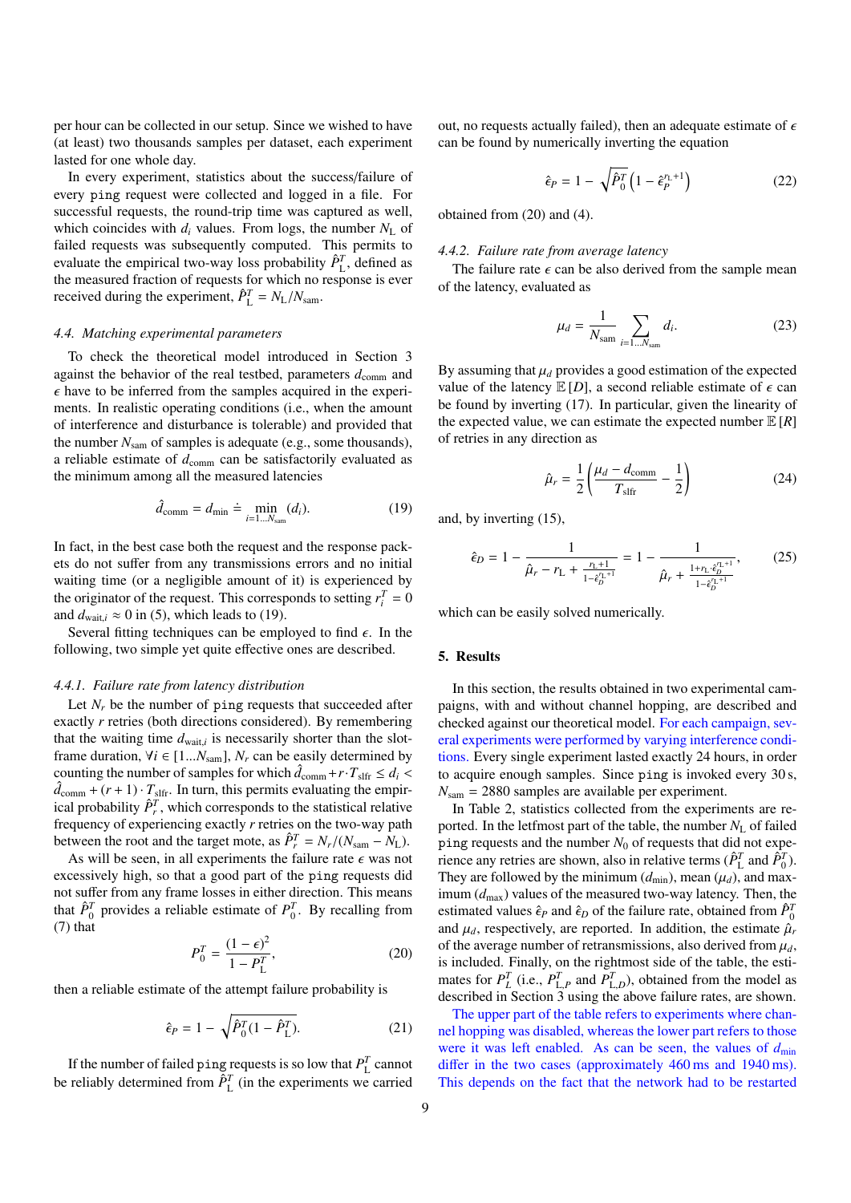per hour can be collected in our setup. Since we wished to have (at least) two thousands samples per dataset, each experiment lasted for one whole day.

In every experiment, statistics about the success/failure of every `ping` request were collected and logged in a file. For successful requests, the round-trip time was captured as well, which coincides with $d_i$ values. From logs, the number $N_{\mathrm{L}}$ of failed requests was subsequently computed. This permits to evaluate the empirical two-way loss probability $\hat{P}_{\mathrm{L}}^{T}$, defined as the measured fraction of requests for which no response is ever received during the experiment, $\hat{P}_{\mathrm{L}}^{T} = N_{\mathrm{L}}/N_{\mathrm{sam}}$.

### 4.4. Matching experimental parameters

To check the theoretical model introduced in Section 3 against the behavior of the real testbed, parameters $d_{\mathrm{comm}}$ and $\epsilon$ have to be inferred from the samples acquired in the experiments. In realistic operating conditions (i.e., when the amount of interference and disturbance is tolerable) and provided that the number $N_{\mathrm{sam}}$ of samples is adequate (e.g., some thousands), a reliable estimate of $d_{\mathrm{comm}}$ can be satisfactorily evaluated as the minimum among all the measured latencies

$$\hat{d}_{\mathrm{comm}} = d_{\min} \doteq \min_{i=1 \ldots N_{\mathrm{sam}}} (d_i). \tag{19}$$

In fact, in the best case both the request and the response packets do not suffer from any transmissions errors and no initial waiting time (or a negligible amount of it) is experienced by the originator of the request. This corresponds to setting $r_i^T = 0$ and $d_{\mathrm{wait},i} \approx 0$ in (5), which leads to (19).

Several fitting techniques can be employed to find $\epsilon$. In the following, two simple yet quite effective ones are described.

#### 4.4.1. Failure rate from latency distribution

Let $N_r$ be the number of `ping` requests that succeeded after exactly $r$ retries (both directions considered). By remembering that the waiting time $d_{\mathrm{wait},i}$ is necessarily shorter than the slot-frame duration, $\forall i \in [1 \ldots N_{\mathrm{sam}}]$, $N_r$ can be easily determined by counting the number of samples for which $\hat{d}_{\mathrm{comm}} + r \cdot T_{\mathrm{slfr}} \leq d_i < \hat{d}_{\mathrm{comm}} + (r+1) \cdot T_{\mathrm{slfr}}$. In turn, this permits evaluating the empirical probability $\hat{P}_r^T$, which corresponds to the statistical relative frequency of experiencing exactly $r$ retries on the two-way path between the root and the target mote, as $\hat{P}_r^T = N_r/(N_{\mathrm{sam}} - N_{\mathrm{L}})$.

As will be seen, in all experiments the failure rate $\epsilon$ was not excessively high, so that a good part of the `ping` requests did not suffer from any frame losses in either direction. This means that $\hat{P}_0^T$ provides a reliable estimate of $P_0^T$. By recalling from (7) that

$$P_0^T = \frac{(1-\epsilon)^2}{1 - P_{\mathrm{L}}^T}, \tag{20}$$

then a reliable estimate of the attempt failure probability is

$$\hat{\epsilon}_P = 1 - \sqrt{\hat{P}_0^T (1 - \hat{P}_{\mathrm{L}}^T)}. \tag{21}$$

If the number of failed `ping` requests is so low that $P_{\mathrm{L}}^T$ cannot be reliably determined from $\hat{P}_{\mathrm{L}}^T$ (in the experiments we carried out, no requests actually failed), then an adequate estimate of $\epsilon$ can be found by numerically inverting the equation

$$\hat{\epsilon}_P = 1 - \sqrt{\hat{P}_0^T \left(1 - \hat{\epsilon}_P^{\,r_{\mathrm{L}}+1}\right)} \tag{22}$$

obtained from (20) and (4).

#### 4.4.2. Failure rate from average latency

The failure rate $\epsilon$ can be also derived from the sample mean of the latency, evaluated as

$$\mu_d = \frac{1}{N_{\mathrm{sam}}} \sum_{i=1 \ldots N_{\mathrm{sam}}} d_i. \tag{23}$$

By assuming that $\mu_d$ provides a good estimation of the expected value of the latency $\mathbb{E}[D]$, a second reliable estimate of $\epsilon$ can be found by inverting (17). In particular, given the linearity of the expected value, we can estimate the expected number $\mathbb{E}[R]$ of retries in any direction as

$$\hat{\mu}_r = \frac{1}{2} \left( \frac{\mu_d - d_{\mathrm{comm}}}{T_{\mathrm{slfr}}} - \frac{1}{2} \right) \tag{24}$$

and, by inverting (15),

$$\hat{\epsilon}_D = 1 - \frac{1}{\hat{\mu}_r - r_{\mathrm{L}} + \frac{r_{\mathrm{L}}+1}{1-\hat{\epsilon}_D^{\,r_{\mathrm{L}}+1}}} = 1 - \frac{1}{\hat{\mu}_r + \frac{1+r_{\mathrm{L}} \cdot \hat{\epsilon}_D^{\,r_{\mathrm{L}}+1}}{1-\hat{\epsilon}_D^{\,r_{\mathrm{L}}+1}}}, \tag{25}$$

which can be easily solved numerically.

## 5. Results

In this section, the results obtained in two experimental campaigns, with and without channel hopping, are described and checked against our theoretical model. For each campaign, several experiments were performed by varying interference conditions. Every single experiment lasted exactly 24 hours, in order to acquire enough samples. Since `ping` is invoked every 30 s, $N_{\mathrm{sam}} = 2880$ samples are available per experiment.

In Table 2, statistics collected from the experiments are reported. In the letfmost part of the table, the number $N_{\mathrm{L}}$ of failed `ping` requests and the number $N_0$ of requests that did not experience any retries are shown, also in relative terms ($\hat{P}_{\mathrm{L}}^T$ and $\hat{P}_0^T$). They are followed by the minimum ($d_{\min}$), mean ($\mu_d$), and maximum ($d_{\max}$) values of the measured two-way latency. Then, the estimated values $\hat{\epsilon}_P$ and $\hat{\epsilon}_D$ of the failure rate, obtained from $\hat{P}_0^T$ and $\mu_d$, respectively, are reported. In addition, the estimate $\hat{\mu}_r$ of the average number of retransmissions, also derived from $\mu_d$, is included. Finally, on the rightmost side of the table, the estimates for $P_L^T$ (i.e., $P_{\mathrm{L},P}^T$ and $P_{\mathrm{L},D}^T$), obtained from the model as described in Section 3 using the above failure rates, are shown.

The upper part of the table refers to experiments where channel hopping was disabled, whereas the lower part refers to those were it was left enabled. As can be seen, the values of $d_{\min}$ differ in the two cases (approximately 460 ms and 1940 ms). This depends on the fact that the network had to be restarted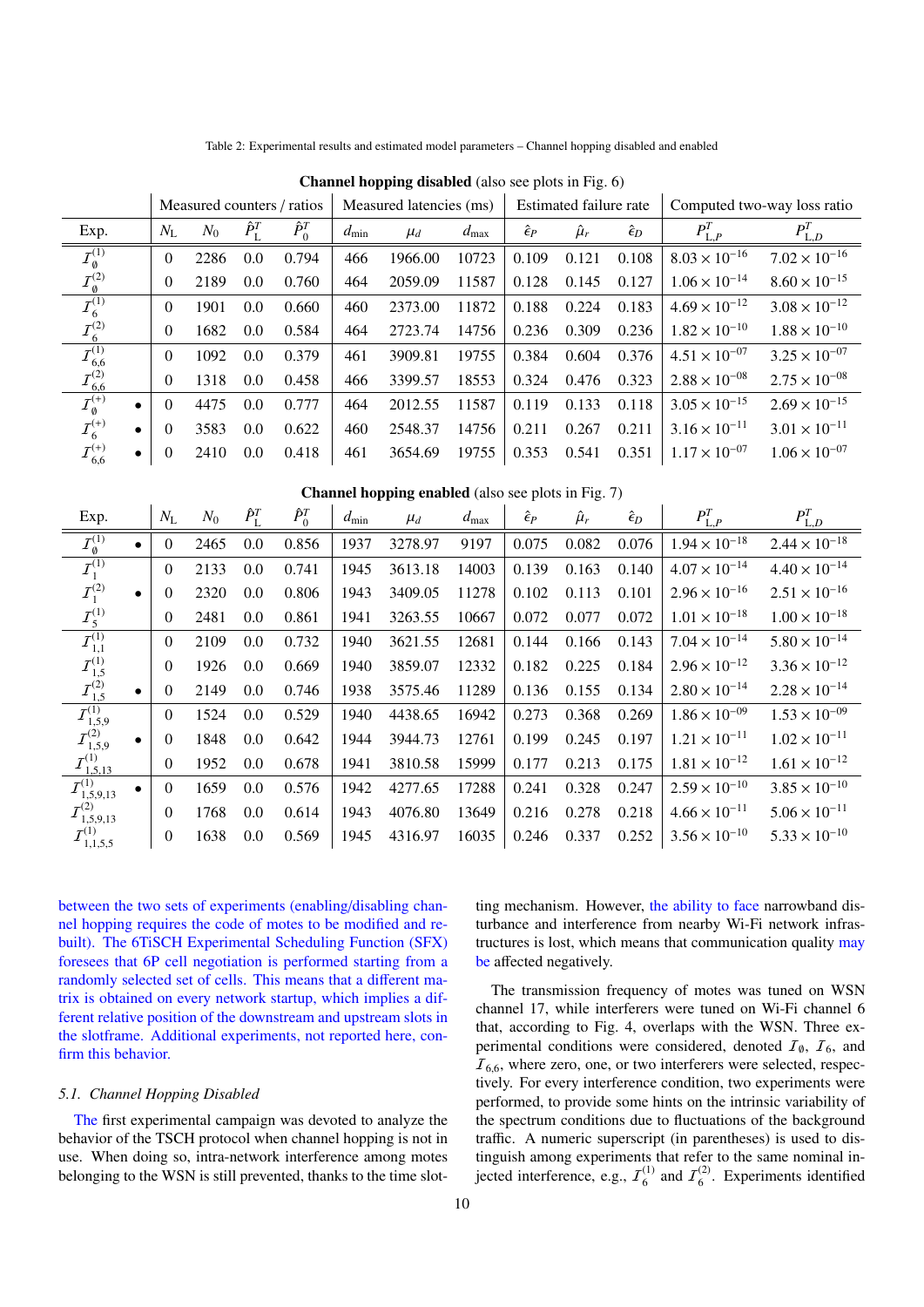Table 2: Experimental results and estimated model parameters – Channel hopping disabled and enabled

**Channel hopping disabled** (also see plots in Fig. 6)

| Exp. | | Measured counters / ratios | | | | Measured latencies (ms) | | | Estimated failure rate | | | Computed two-way loss ratio | |
|---|---|---|---|---|---|---|---|---|---|---|---|---|---|
| | | $N_L$ | $N_0$ | $\hat{P}^T_L$ | $\hat{P}^T_0$ | $d_{min}$ | $\mu_d$ | $d_{max}$ | $\hat{\epsilon}_P$ | $\hat{\mu}_r$ | $\hat{\epsilon}_D$ | $P^T_{L,P}$ | $P^T_{L,D}$ |
| $\mathcal{I}^{(1)}_{\emptyset}$ | | 0 | 2286 | 0.0 | 0.794 | 466 | 1966.00 | 10723 | 0.109 | 0.121 | 0.108 | $8.03 \times 10^{-16}$ | $7.02 \times 10^{-16}$ |
| $\mathcal{I}^{(2)}_{\emptyset}$ | | 0 | 2189 | 0.0 | 0.760 | 464 | 2059.09 | 11587 | 0.128 | 0.145 | 0.127 | $1.06 \times 10^{-14}$ | $8.60 \times 10^{-15}$ |
| $\mathcal{I}^{(1)}_{6}$ | | 0 | 1901 | 0.0 | 0.660 | 460 | 2373.00 | 11872 | 0.188 | 0.224 | 0.183 | $4.69 \times 10^{-12}$ | $3.08 \times 10^{-12}$ |
| $\mathcal{I}^{(2)}_{6}$ | | 0 | 1682 | 0.0 | 0.584 | 464 | 2723.74 | 14756 | 0.236 | 0.309 | 0.236 | $1.82 \times 10^{-10}$ | $1.88 \times 10^{-10}$ |
| $\mathcal{I}^{(1)}_{6,6}$ | | 0 | 1092 | 0.0 | 0.379 | 461 | 3909.81 | 19755 | 0.384 | 0.604 | 0.376 | $4.51 \times 10^{-07}$ | $3.25 \times 10^{-07}$ |
| $\mathcal{I}^{(2)}_{6,6}$ | | 0 | 1318 | 0.0 | 0.458 | 466 | 3399.57 | 18553 | 0.324 | 0.476 | 0.323 | $2.88 \times 10^{-08}$ | $2.75 \times 10^{-08}$ |
| $\mathcal{I}^{(+)}_{\emptyset}$ | • | 0 | 4475 | 0.0 | 0.777 | 464 | 2012.55 | 11587 | 0.119 | 0.133 | 0.118 | $3.05 \times 10^{-15}$ | $2.69 \times 10^{-15}$ |
| $\mathcal{I}^{(+)}_{6}$ | • | 0 | 3583 | 0.0 | 0.622 | 460 | 2548.37 | 14756 | 0.211 | 0.267 | 0.211 | $3.16 \times 10^{-11}$ | $3.01 \times 10^{-11}$ |
| $\mathcal{I}^{(+)}_{6,6}$ | • | 0 | 2410 | 0.0 | 0.418 | 461 | 3654.69 | 19755 | 0.353 | 0.541 | 0.351 | $1.17 \times 10^{-07}$ | $1.06 \times 10^{-07}$ |

**Channel hopping enabled** (also see plots in Fig. 7)

| Exp. | | $N_L$ | $N_0$ | $\hat{P}^T_L$ | $\hat{P}^T_0$ | $d_{min}$ | $\mu_d$ | $d_{max}$ | $\hat{\epsilon}_P$ | $\hat{\mu}_r$ | $\hat{\epsilon}_D$ | $P^T_{L,P}$ | $P^T_{L,D}$ |
|---|---|---|---|---|---|---|---|---|---|---|---|---|---|
| $\mathcal{I}^{(1)}_{\emptyset}$ | • | 0 | 2465 | 0.0 | 0.856 | 1937 | 3278.97 | 9197 | 0.075 | 0.082 | 0.076 | $1.94 \times 10^{-18}$ | $2.44 \times 10^{-18}$ |
| $\mathcal{I}^{(1)}_{1}$ | | 0 | 2133 | 0.0 | 0.741 | 1945 | 3613.18 | 14003 | 0.139 | 0.163 | 0.140 | $4.07 \times 10^{-14}$ | $4.40 \times 10^{-14}$ |
| $\mathcal{I}^{(2)}_{1}$ | • | 0 | 2320 | 0.0 | 0.806 | 1943 | 3409.05 | 11278 | 0.102 | 0.113 | 0.101 | $2.96 \times 10^{-16}$ | $2.51 \times 10^{-16}$ |
| $\mathcal{I}^{(1)}_{5}$ | | 0 | 2481 | 0.0 | 0.861 | 1941 | 3263.55 | 10667 | 0.072 | 0.077 | 0.072 | $1.01 \times 10^{-18}$ | $1.00 \times 10^{-18}$ |
| $\mathcal{I}^{(1)}_{1,1}$ | | 0 | 2109 | 0.0 | 0.732 | 1940 | 3621.55 | 12681 | 0.144 | 0.166 | 0.143 | $7.04 \times 10^{-14}$ | $5.80 \times 10^{-14}$ |
| $\mathcal{I}^{(1)}_{1,5}$ | | 0 | 1926 | 0.0 | 0.669 | 1940 | 3859.07 | 12332 | 0.182 | 0.225 | 0.184 | $2.96 \times 10^{-12}$ | $3.36 \times 10^{-12}$ |
| $\mathcal{I}^{(2)}_{1,5}$ | • | 0 | 2149 | 0.0 | 0.746 | 1938 | 3575.46 | 11289 | 0.136 | 0.155 | 0.134 | $2.80 \times 10^{-14}$ | $2.28 \times 10^{-14}$ |
| $\mathcal{I}^{(1)}_{1,5,9}$ | | 0 | 1524 | 0.0 | 0.529 | 1940 | 4438.65 | 16942 | 0.273 | 0.368 | 0.269 | $1.86 \times 10^{-09}$ | $1.53 \times 10^{-09}$ |
| $\mathcal{I}^{(2)}_{1,5,9}$ | • | 0 | 1848 | 0.0 | 0.642 | 1944 | 3944.73 | 12761 | 0.199 | 0.245 | 0.197 | $1.21 \times 10^{-11}$ | $1.02 \times 10^{-11}$ |
| $\mathcal{I}^{(1)}_{1,5,13}$ | | 0 | 1952 | 0.0 | 0.678 | 1941 | 3810.58 | 15999 | 0.177 | 0.213 | 0.175 | $1.81 \times 10^{-12}$ | $1.61 \times 10^{-12}$ |
| $\mathcal{I}^{(1)}_{1,5,9,13}$ | • | 0 | 1659 | 0.0 | 0.576 | 1942 | 4277.65 | 17288 | 0.241 | 0.328 | 0.247 | $2.59 \times 10^{-10}$ | $3.85 \times 10^{-10}$ |
| $\mathcal{I}^{(2)}_{1,5,9,13}$ | | 0 | 1768 | 0.0 | 0.614 | 1943 | 4076.80 | 13649 | 0.216 | 0.278 | 0.218 | $4.66 \times 10^{-11}$ | $5.06 \times 10^{-11}$ |
| $\mathcal{I}^{(1)}_{1,1,5,5}$ | | 0 | 1638 | 0.0 | 0.569 | 1945 | 4316.97 | 16035 | 0.246 | 0.337 | 0.252 | $3.56 \times 10^{-10}$ | $5.33 \times 10^{-10}$ |

between the two sets of experiments (enabling/disabling channel hopping requires the code of motes to be modified and rebuilt). The 6TiSCH Experimental Scheduling Function (SFX) foresees that 6P cell negotiation is performed starting from a randomly selected set of cells. This means that a different matrix is obtained on every network startup, which implies a different relative position of the downstream and upstream slots in the slotframe. Additional experiments, not reported here, confirm this behavior.

### 5.1. Channel Hopping Disabled

The first experimental campaign was devoted to analyze the behavior of the TSCH protocol when channel hopping is not in use. When doing so, intra-network interference among motes belonging to the WSN is still prevented, thanks to the time slotting mechanism. However, the ability to face narrowband disturbance and interference from nearby Wi-Fi network infrastructures is lost, which means that communication quality may be affected negatively.

The transmission frequency of motes was tuned on WSN channel 17, while interferers were tuned on Wi-Fi channel 6 that, according to Fig. 4, overlaps with the WSN. Three experimental conditions were considered, denoted $\mathcal{I}_{\emptyset}$, $\mathcal{I}_{6}$, and $\mathcal{I}_{6,6}$, where zero, one, or two interferers were selected, respectively. For every interference condition, two experiments were performed, to provide some hints on the intrinsic variability of the spectrum conditions due to fluctuations of the background traffic. A numeric superscript (in parentheses) is used to distinguish among experiments that refer to the same nominal injected interference, e.g., $\mathcal{I}^{(1)}_{6}$ and $\mathcal{I}^{(2)}_{6}$. Experiments identified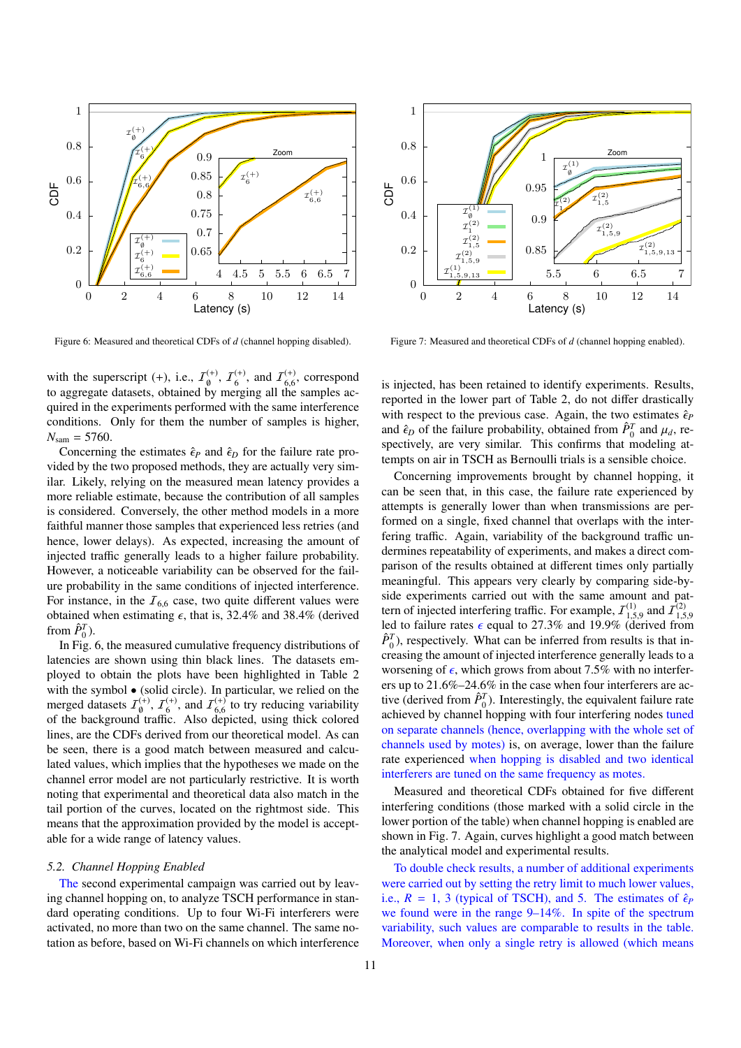Figure 6: Measured and theoretical CDFs of $d$ (channel hopping disabled).

Figure 7: Measured and theoretical CDFs of $d$ (channel hopping enabled).

with the superscript (+), i.e., $\mathcal{I}_{\emptyset}^{(+)}$, $\mathcal{I}_{6}^{(+)}$, and $\mathcal{I}_{6,6}^{(+)}$, correspond to aggregate datasets, obtained by merging all the samples acquired in the experiments performed with the same interference conditions. Only for them the number of samples is higher, $N_{\text{sam}} = 5760$.

Concerning the estimates $\hat{\epsilon}_P$ and $\hat{\epsilon}_D$ for the failure rate provided by the two proposed methods, they are actually very similar. Likely, relying on the measured mean latency provides a more reliable estimate, because the contribution of all samples is considered. Conversely, the other method models in a more faithful manner those samples that experienced less retries (and hence, lower delays). As expected, increasing the amount of injected traffic generally leads to a higher failure probability. However, a noticeable variability can be observed for the failure probability in the same conditions of injected interference. For instance, in the $\mathcal{I}_{6,6}$ case, two quite different values were obtained when estimating $\epsilon$, that is, 32.4% and 38.4% (derived from $\hat{P}_0^T$).

In Fig. 6, the measured cumulative frequency distributions of latencies are shown using thin black lines. The datasets employed to obtain the plots have been highlighted in Table 2 with the symbol • (solid circle). In particular, we relied on the merged datasets $\mathcal{I}_{\emptyset}^{(+)}$, $\mathcal{I}_{6}^{(+)}$, and $\mathcal{I}_{6,6}^{(+)}$ to try reducing variability of the background traffic. Also depicted, using thick colored lines, are the CDFs derived from our theoretical model. As can be seen, there is a good match between measured and calculated values, which implies that the hypotheses we made on the channel error model are not particularly restrictive. It is worth noting that experimental and theoretical data also match in the tail portion of the curves, located on the rightmost side. This means that the approximation provided by the model is acceptable for a wide range of latency values.

### 5.2. Channel Hopping Enabled

The second experimental campaign was carried out by leaving channel hopping on, to analyze TSCH performance in standard operating conditions. Up to four Wi-Fi interferers were activated, no more than two on the same channel. The same notation as before, based on Wi-Fi channels on which interference is injected, has been retained to identify experiments. Results, reported in the lower part of Table 2, do not differ drastically with respect to the previous case. Again, the two estimates $\hat{\epsilon}_P$ and $\hat{\epsilon}_D$ of the failure probability, obtained from $\hat{P}_0^T$ and $\mu_d$, respectively, are very similar. This confirms that modeling attempts on air in TSCH as Bernoulli trials is a sensible choice.

Concerning improvements brought by channel hopping, it can be seen that, in this case, the failure rate experienced by attempts is generally lower than when transmissions are performed on a single, fixed channel that overlaps with the interfering traffic. Again, variability of the background traffic undermines repeatability of experiments, and makes a direct comparison of the results obtained at different times only partially meaningful. This appears very clearly by comparing side-by-side experiments carried out with the same amount and pattern of injected interfering traffic. For example, $\mathcal{I}_{1,5,9}^{(1)}$ and $\mathcal{I}_{1,5,9}^{(2)}$ led to failure rates $\epsilon$ equal to 27.3% and 19.9% (derived from $\hat{P}_0^T$), respectively. What can be inferred from results is that increasing the amount of injected interference generally leads to a worsening of $\epsilon$, which grows from about 7.5% with no interferers up to 21.6%–24.6% in the case when four interferers are active (derived from $\hat{P}_0^T$). Interestingly, the equivalent failure rate achieved by channel hopping with four interfering nodes tuned on separate channels (hence, overlapping with the whole set of channels used by motes) is, on average, lower than the failure rate experienced when hopping is disabled and two identical interferers are tuned on the same frequency as motes.

Measured and theoretical CDFs obtained for five different interfering conditions (those marked with a solid circle in the lower portion of the table) when channel hopping is enabled are shown in Fig. 7. Again, curves highlight a good match between the analytical model and experimental results.

To double check results, a number of additional experiments were carried out by setting the retry limit to much lower values, i.e., $R = 1, 3$ (typical of TSCH), and 5. The estimates of $\hat{\epsilon}_P$ we found were in the range 9–14%. In spite of the spectrum variability, such values are comparable to results in the table. Moreover, when only a single retry is allowed (which means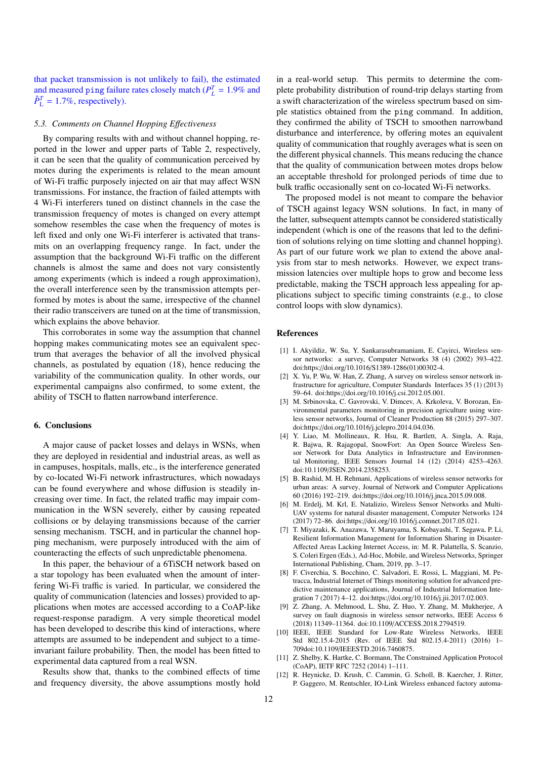that packet transmission is not unlikely to fail), the estimated and measured `ping` failure rates closely match ($P_L^T = 1.9\%$ and $\hat{P}_L^T = 1.7\%$, respectively).

### 5.3. Comments on Channel Hopping Effectiveness

By comparing results with and without channel hopping, reported in the lower and upper parts of Table 2, respectively, it can be seen that the quality of communication perceived by motes during the experiments is related to the mean amount of Wi-Fi traffic purposely injected on air that may affect WSN transmissions. For instance, the fraction of failed attempts with 4 Wi-Fi interferers tuned on distinct channels in the case the transmission frequency of motes is changed on every attempt somehow resembles the case when the frequency of motes is left fixed and only one Wi-Fi interferer is activated that transmits on an overlapping frequency range. In fact, under the assumption that the background Wi-Fi traffic on the different channels is almost the same and does not vary consistently among experiments (which is indeed a rough approximation), the overall interference seen by the transmission attempts performed by motes is about the same, irrespective of the channel their radio transceivers are tuned on at the time of transmission, which explains the above behavior.

This corroborates in some way the assumption that channel hopping makes communicating motes see an equivalent spectrum that averages the behavior of all the involved physical channels, as postulated by equation (18), hence reducing the variability of the communication quality. In other words, our experimental campaigns also confirmed, to some extent, the ability of TSCH to flatten narrowband interference.

## 6. Conclusions

A major cause of packet losses and delays in WSNs, when they are deployed in residential and industrial areas, as well as in campuses, hospitals, malls, etc., is the interference generated by co-located Wi-Fi network infrastructures, which nowadays can be found everywhere and whose diffusion is steadily increasing over time. In fact, the related traffic may impair communication in the WSN severely, either by causing repeated collisions or by delaying transmissions because of the carrier sensing mechanism. TSCH, and in particular the channel hopping mechanism, were purposely introduced with the aim of counteracting the effects of such unpredictable phenomena.

In this paper, the behaviour of a 6TiSCH network based on a star topology has been evaluated when the amount of interfering Wi-Fi traffic is varied. In particular, we considered the quality of communication (latencies and losses) provided to applications when motes are accessed according to a CoAP-like request-response paradigm. A very simple theoretical model has been developed to describe this kind of interactions, where attempts are assumed to be independent and subject to a time-invariant failure probability. Then, the model has been fitted to experimental data captured from a real WSN.

Results show that, thanks to the combined effects of time and frequency diversity, the above assumptions mostly hold in a real-world setup. This permits to determine the complete probability distribution of round-trip delays starting from a swift characterization of the wireless spectrum based on simple statistics obtained from the `ping` command. In addition, they confirmed the ability of TSCH to smoothen narrowband disturbance and interference, by offering motes an equivalent quality of communication that roughly averages what is seen on the different physical channels. This means reducing the chance that the quality of communication between motes drops below an acceptable threshold for prolonged periods of time due to bulk traffic occasionally sent on co-located Wi-Fi networks.

The proposed model is not meant to compare the behavior of TSCH against legacy WSN solutions. In fact, in many of the latter, subsequent attempts cannot be considered statistically independent (which is one of the reasons that led to the definition of solutions relying on time slotting and channel hopping). As part of our future work we plan to extend the above analysis from star to mesh networks. However, we expect transmission latencies over multiple hops to grow and become less predictable, making the TSCH approach less appealing for applications subject to specific timing constraints (e.g., to close control loops with slow dynamics).

## References

[1] I. Akyildiz, W. Su, Y. Sankarasubramaniam, E. Cayirci, Wireless sensor networks: a survey, Computer Networks 38 (4) (2002) 393–422. doi:https://doi.org/10.1016/S1389-1286(01)00302-4.

[2] X. Yu, P. Wu, W. Han, Z. Zhang, A survey on wireless sensor network infrastructure for agriculture, Computer Standards Interfaces 35 (1) (2013) 59–64. doi:https://doi.org/10.1016/j.csi.2012.05.001.

[3] M. Srbinovska, C. Gavrovski, V. Dimcev, A. Krkoleva, V. Borozan, Environmental parameters monitoring in precision agriculture using wireless sensor networks, Journal of Cleaner Production 88 (2015) 297–307. doi:https://doi.org/10.1016/j.jclepro.2014.04.036.

[4] Y. Liao, M. Mollineaux, R. Hsu, R. Bartlett, A. Singla, A. Raja, R. Bajwa, R. Rajagopal, SnowFort: An Open Source Wireless Sensor Network for Data Analytics in Infrastructure and Environmental Monitoring, IEEE Sensors Journal 14 (12) (2014) 4253–4263. doi:10.1109/JSEN.2014.2358253.

[5] B. Rashid, M. H. Rehmani, Applications of wireless sensor networks for urban areas: A survey, Journal of Network and Computer Applications 60 (2016) 192–219. doi:https://doi.org/10.1016/j.jnca.2015.09.008.

[6] M. Erdelj, M. Krl, E. Natalizio, Wireless Sensor Networks and Multi-UAV systems for natural disaster management, Computer Networks 124 (2017) 72–86. doi:https://doi.org/10.1016/j.comnet.2017.05.021.

[7] T. Miyazaki, K. Anazawa, Y. Maruyama, S. Kobayashi, T. Segawa, P. Li, Resilient Information Management for Information Sharing in Disaster-Affected Areas Lacking Internet Access, in: M. R. Palattella, S. Scanzio, S. Coleri Ergen (Eds.), Ad-Hoc, Mobile, and Wireless Networks, Springer International Publishing, Cham, 2019, pp. 3–17.

[8] F. Civerchia, S. Bocchino, C. Salvadori, E. Rossi, L. Maggiani, M. Petracca, Industrial Internet of Things monitoring solution for advanced predictive maintenance applications, Journal of Industrial Information Integration 7 (2017) 4–12. doi:https://doi.org/10.1016/j.jii.2017.02.003.

[9] Z. Zhang, A. Mehmood, L. Shu, Z. Huo, Y. Zhang, M. Mukherjee, A survey on fault diagnosis in wireless sensor networks, IEEE Access 6 (2018) 11349–11364. doi:10.1109/ACCESS.2018.2794519.

[10] IEEE, IEEE Standard for Low-Rate Wireless Networks, IEEE Std 802.15.4-2015 (Rev. of IEEE Std 802.15.4-2011) (2016) 1–709doi:10.1109/IEEESTD.2016.7460875.

[11] Z. Shelby, K. Hartke, C. Bormann, The Constrained Application Protocol (CoAP), IETF RFC 7252 (2014) 1–111.

[12] R. Heynicke, D. Krush, C. Cammin, G. Scholl, B. Kaercher, J. Ritter, P. Gaggero, M. Rentschler, IO-Link Wireless enhanced factory automa-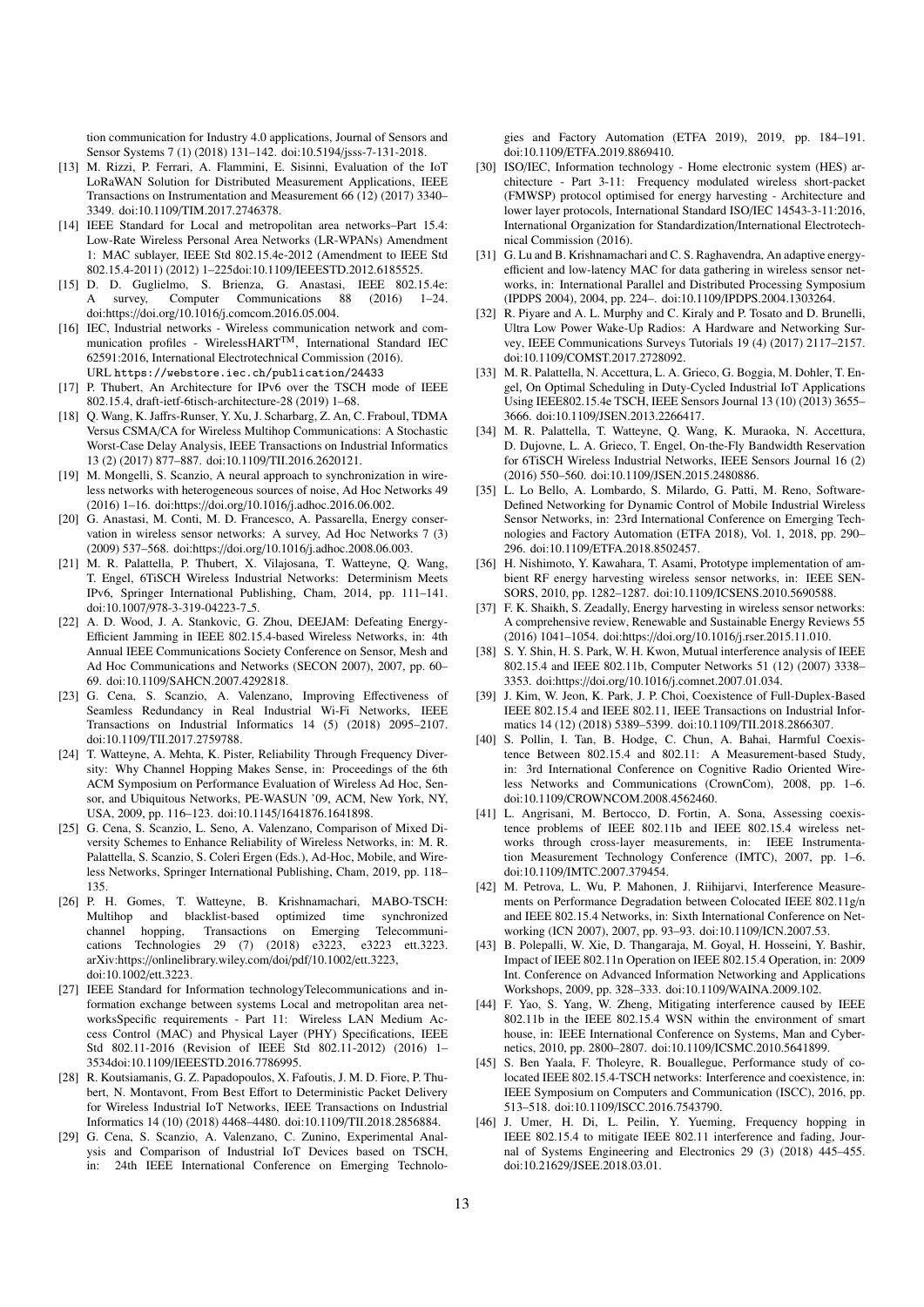tion communication for Industry 4.0 applications, Journal of Sensors and Sensor Systems 7 (1) (2018) 131–142. doi:10.5194/jsss-7-131-2018.

[13] M. Rizzi, P. Ferrari, A. Flammini, E. Sisinni, Evaluation of the IoT LoRaWAN Solution for Distributed Measurement Applications, IEEE Transactions on Instrumentation and Measurement 66 (12) (2017) 3340–3349. doi:10.1109/TIM.2017.2746378.

[14] IEEE Standard for Local and metropolitan area networks–Part 15.4: Low-Rate Wireless Personal Area Networks (LR-WPANs) Amendment 1: MAC sublayer, IEEE Std 802.15.4e-2012 (Amendment to IEEE Std 802.15.4-2011) (2012) 1–225doi:10.1109/IEEESTD.2012.6185525.

[15] D. D. Guglielmo, S. Brienza, G. Anastasi, IEEE 802.15.4e: A survey, Computer Communications 88 (2016) 1–24. doi:https://doi.org/10.1016/j.comcom.2016.05.004.

[16] IEC, Industrial networks - Wireless communication network and communication profiles - WirelessHART$^{TM}$, International Standard IEC 62591:2016, International Electrotechnical Commission (2016). URL https://webstore.iec.ch/publication/24433

[17] P. Thubert, An Architecture for IPv6 over the TSCH mode of IEEE 802.15.4, draft-ietf-6tisch-architecture-28 (2019) 1–68.

[18] Q. Wang, K. Jaffrs-Runser, Y. Xu, J. Scharbarg, Z. An, C. Fraboul, TDMA Versus CSMA/CA for Wireless Multihop Communications: A Stochastic Worst-Case Delay Analysis, IEEE Transactions on Industrial Informatics 13 (2) (2017) 877–887. doi:10.1109/TII.2016.2620121.

[19] M. Mongelli, S. Scanzio, A neural approach to synchronization in wireless networks with heterogeneous sources of noise, Ad Hoc Networks 49 (2016) 1–16. doi:https://doi.org/10.1016/j.adhoc.2016.06.002.

[20] G. Anastasi, M. Conti, M. D. Francesco, A. Passarella, Energy conservation in wireless sensor networks: A survey, Ad Hoc Networks 7 (3) (2009) 537–568. doi:https://doi.org/10.1016/j.adhoc.2008.06.003.

[21] M. R. Palattella, P. Thubert, X. Vilajosana, T. Watteyne, Q. Wang, T. Engel, 6TiSCH Wireless Industrial Networks: Determinism Meets IPv6, Springer International Publishing, Cham, 2014, pp. 111–141. doi:10.1007/978-3-319-04223-7_5.

[22] A. D. Wood, J. A. Stankovic, G. Zhou, DEEJAM: Defeating Energy-Efficient Jamming in IEEE 802.15.4-based Wireless Networks, in: 4th Annual IEEE Communications Society Conference on Sensor, Mesh and Ad Hoc Communications and Networks (SECON 2007), 2007, pp. 60–69. doi:10.1109/SAHCN.2007.4292818.

[23] G. Cena, S. Scanzio, A. Valenzano, Improving Effectiveness of Seamless Redundancy in Real Industrial Wi-Fi Networks, IEEE Transactions on Industrial Informatics 14 (5) (2018) 2095–2107. doi:10.1109/TII.2017.2759788.

[24] T. Watteyne, A. Mehta, K. Pister, Reliability Through Frequency Diversity: Why Channel Hopping Makes Sense, in: Proceedings of the 6th ACM Symposium on Performance Evaluation of Wireless Ad Hoc, Sensor, and Ubiquitous Networks, PE-WASUN '09, ACM, New York, NY, USA, 2009, pp. 116–123. doi:10.1145/1641876.1641898.

[25] G. Cena, S. Scanzio, L. Seno, A. Valenzano, Comparison of Mixed Diversity Schemes to Enhance Reliability of Wireless Networks, in: M. R. Palattella, S. Scanzio, S. Coleri Ergen (Eds.), Ad-Hoc, Mobile, and Wireless Networks, Springer International Publishing, Cham, 2019, pp. 118–135.

[26] P. H. Gomes, T. Watteyne, B. Krishnamachari, MABO-TSCH: Multihop and blacklist-based optimized time synchronized channel hopping, Transactions on Emerging Telecommunications Technologies 29 (7) (2018) e3223, e3223 ett.3223. arXiv:https://onlinelibrary.wiley.com/doi/pdf/10.1002/ett.3223, doi:10.1002/ett.3223.

[27] IEEE Standard for Information technologyTelecommunications and information exchange between systems Local and metropolitan area networksSpecific requirements - Part 11: Wireless LAN Medium Access Control (MAC) and Physical Layer (PHY) Specifications, IEEE Std 802.11-2016 (Revision of IEEE Std 802.11-2012) (2016) 1–3534doi:10.1109/IEEESTD.2016.7786995.

[28] R. Koutsiamanis, G. Z. Papadopoulos, X. Fafoutis, J. M. D. Fiore, P. Thubert, N. Montavont, From Best Effort to Deterministic Packet Delivery for Wireless Industrial IoT Networks, IEEE Transactions on Industrial Informatics 14 (10) (2018) 4468–4480. doi:10.1109/TII.2018.2856884.

[29] G. Cena, S. Scanzio, A. Valenzano, C. Zunino, Experimental Analysis and Comparison of Industrial IoT Devices based on TSCH, in: 24th IEEE International Conference on Emerging Technologies and Factory Automation (ETFA 2019), 2019, pp. 184–191. doi:10.1109/ETFA.2019.8869410.

[30] ISO/IEC, Information technology - Home electronic system (HES) architecture - Part 3-11: Frequency modulated wireless short-packet (FMWSP) protocol optimised for energy harvesting - Architecture and lower layer protocols, International Standard ISO/IEC 14543-3-11:2016, International Organization for Standardization/International Electrotechnical Commission (2016).

[31] G. Lu and B. Krishnamachari and C. S. Raghavendra, An adaptive energy-efficient and low-latency MAC for data gathering in wireless sensor networks, in: International Parallel and Distributed Processing Symposium (IPDPS 2004), 2004, pp. 224–. doi:10.1109/IPDPS.2004.1303264.

[32] R. Piyare and A. L. Murphy and C. Kiraly and P. Tosato and D. Brunelli, Ultra Low Power Wake-Up Radios: A Hardware and Networking Survey, IEEE Communications Surveys Tutorials 19 (4) (2017) 2117–2157. doi:10.1109/COMST.2017.2728092.

[33] M. R. Palattella, N. Accettura, L. A. Grieco, G. Boggia, M. Dohler, T. Engel, On Optimal Scheduling in Duty-Cycled Industrial IoT Applications Using IEEE802.15.4e TSCH, IEEE Sensors Journal 13 (10) (2013) 3655–3666. doi:10.1109/JSEN.2013.2266417.

[34] M. R. Palattella, T. Watteyne, Q. Wang, K. Muraoka, N. Accettura, D. Dujovne, L. A. Grieco, T. Engel, On-the-Fly Bandwidth Reservation for 6TiSCH Wireless Industrial Networks, IEEE Sensors Journal 16 (2) (2016) 550–560. doi:10.1109/JSEN.2015.2480886.

[35] L. Lo Bello, A. Lombardo, S. Milardo, G. Patti, M. Reno, Software-Defined Networking for Dynamic Control of Mobile Industrial Wireless Sensor Networks, in: 23rd International Conference on Emerging Technologies and Factory Automation (ETFA 2018), Vol. 1, 2018, pp. 290–296. doi:10.1109/ETFA.2018.8502457.

[36] H. Nishimoto, Y. Kawahara, T. Asami, Prototype implementation of ambient RF energy harvesting wireless sensor networks, in: IEEE SENSORS, 2010, pp. 1282–1287. doi:10.1109/ICSENS.2010.5690588.

[37] F. K. Shaikh, S. Zeadally, Energy harvesting in wireless sensor networks: A comprehensive review, Renewable and Sustainable Energy Reviews 55 (2016) 1041–1054. doi:https://doi.org/10.1016/j.rser.2015.11.010.

[38] S. Y. Shin, H. S. Park, W. H. Kwon, Mutual interference analysis of IEEE 802.15.4 and IEEE 802.11b, Computer Networks 51 (12) (2007) 3338–3353. doi:https://doi.org/10.1016/j.comnet.2007.01.034.

[39] J. Kim, W. Jeon, K. Park, J. P. Choi, Coexistence of Full-Duplex-Based IEEE 802.15.4 and IEEE 802.11, IEEE Transactions on Industrial Informatics 14 (12) (2018) 5389–5399. doi:10.1109/TII.2018.2866307.

[40] S. Pollin, I. Tan, B. Hodge, C. Chun, A. Bahai, Harmful Coexistence Between 802.15.4 and 802.11: A Measurement-based Study, in: 3rd International Conference on Cognitive Radio Oriented Wireless Networks and Communications (CrownCom), 2008, pp. 1–6. doi:10.1109/CROWNCOM.2008.4562460.

[41] L. Angrisani, M. Bertocco, D. Fortin, A. Sona, Assessing coexistence problems of IEEE 802.11b and IEEE 802.15.4 wireless networks through cross-layer measurements, in: IEEE Instrumentation Measurement Technology Conference (IMTC), 2007, pp. 1–6. doi:10.1109/IMTC.2007.379454.

[42] M. Petrova, L. Wu, P. Mahonen, J. Riihijarvi, Interference Measurements on Performance Degradation between Colocated IEEE 802.11g/n and IEEE 802.15.4 Networks, in: Sixth International Conference on Networking (ICN 2007), 2007, pp. 93–93. doi:10.1109/ICN.2007.53.

[43] B. Polepalli, W. Xie, D. Thangaraja, M. Goyal, H. Hosseini, Y. Bashir, Impact of IEEE 802.11n Operation on IEEE 802.15.4 Operation, in: 2009 Int. Conference on Advanced Information Networking and Applications Workshops, 2009, pp. 328–333. doi:10.1109/WAINA.2009.102.

[44] F. Yao, S. Yang, W. Zheng, Mitigating interference caused by IEEE 802.11b in the IEEE 802.15.4 WSN within the environment of smart house, in: IEEE International Conference on Systems, Man and Cybernetics, 2010, pp. 2800–2807. doi:10.1109/ICSMC.2010.5641899.

[45] S. Ben Yaala, F. Tholeyre, R. Bouallegue, Performance study of co-located IEEE 802.15.4-TSCH networks: Interference and coexistence, in: IEEE Symposium on Computers and Communication (ISCC), 2016, pp. 513–518. doi:10.1109/ISCC.2016.7543790.

[46] J. Umer, H. Di, L. Peilin, Y. Yueming, Frequency hopping in IEEE 802.15.4 to mitigate IEEE 802.11 interference and fading, Journal of Systems Engineering and Electronics 29 (3) (2018) 445–455. doi:10.21629/JSEE.2018.03.01.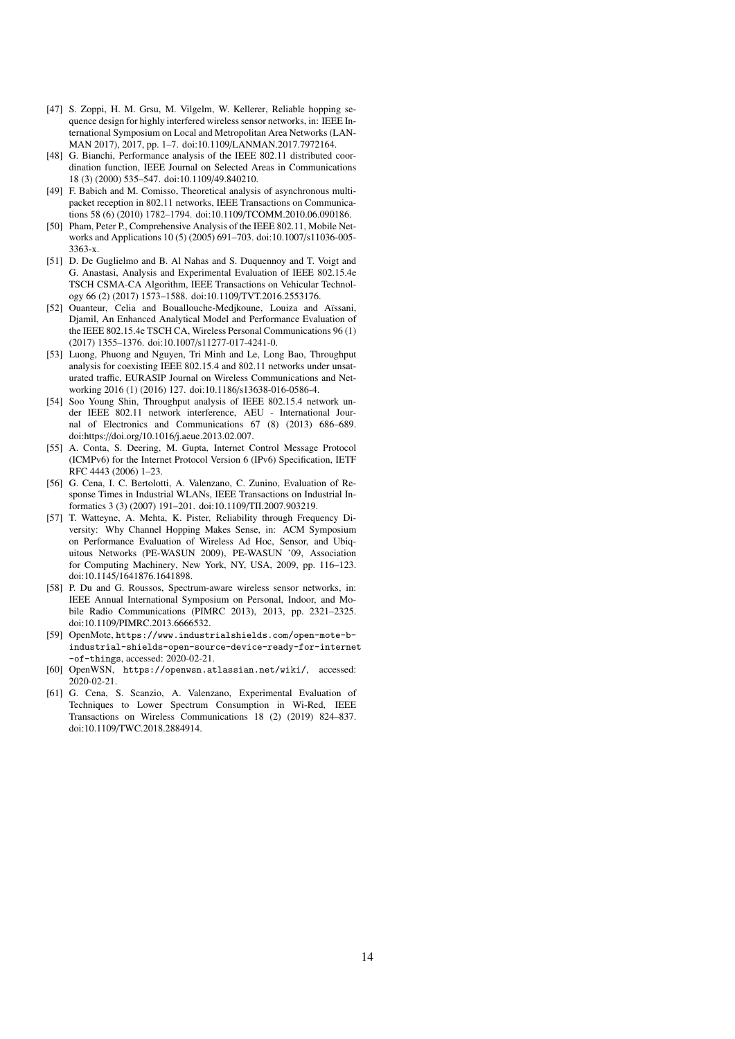[47] S. Zoppi, H. M. Grsu, M. Vilgelm, W. Kellerer, Reliable hopping sequence design for highly interfered wireless sensor networks, in: IEEE International Symposium on Local and Metropolitan Area Networks (LANMAN 2017), 2017, pp. 1–7. doi:10.1109/LANMAN.2017.7972164.

[48] G. Bianchi, Performance analysis of the IEEE 802.11 distributed coordination function, IEEE Journal on Selected Areas in Communications 18 (3) (2000) 535–547. doi:10.1109/49.840210.

[49] F. Babich and M. Comisso, Theoretical analysis of asynchronous multipacket reception in 802.11 networks, IEEE Transactions on Communications 58 (6) (2010) 1782–1794. doi:10.1109/TCOMM.2010.06.090186.

[50] Pham, Peter P., Comprehensive Analysis of the IEEE 802.11, Mobile Networks and Applications 10 (5) (2005) 691–703. doi:10.1007/s11036-005-3363-x.

[51] D. De Guglielmo and B. Al Nahas and S. Duquennoy and T. Voigt and G. Anastasi, Analysis and Experimental Evaluation of IEEE 802.15.4e TSCH CSMA-CA Algorithm, IEEE Transactions on Vehicular Technology 66 (2) (2017) 1573–1588. doi:10.1109/TVT.2016.2553176.

[52] Ouanteur, Celia and Bouallouche-Medjkoune, Louiza and Aïssani, Djamil, An Enhanced Analytical Model and Performance Evaluation of the IEEE 802.15.4e TSCH CA, Wireless Personal Communications 96 (1) (2017) 1355–1376. doi:10.1007/s11277-017-4241-0.

[53] Luong, Phuong and Nguyen, Tri Minh and Le, Long Bao, Throughput analysis for coexisting IEEE 802.15.4 and 802.11 networks under unsaturated traffic, EURASIP Journal on Wireless Communications and Networking 2016 (1) (2016) 127. doi:10.1186/s13638-016-0586-4.

[54] Soo Young Shin, Throughput analysis of IEEE 802.15.4 network under IEEE 802.11 network interference, AEU - International Journal of Electronics and Communications 67 (8) (2013) 686–689. doi:https://doi.org/10.1016/j.aeue.2013.02.007.

[55] A. Conta, S. Deering, M. Gupta, Internet Control Message Protocol (ICMPv6) for the Internet Protocol Version 6 (IPv6) Specification, IETF RFC 4443 (2006) 1–23.

[56] G. Cena, I. C. Bertolotti, A. Valenzano, C. Zunino, Evaluation of Response Times in Industrial WLANs, IEEE Transactions on Industrial Informatics 3 (3) (2007) 191–201. doi:10.1109/TII.2007.903219.

[57] T. Watteyne, A. Mehta, K. Pister, Reliability through Frequency Diversity: Why Channel Hopping Makes Sense, in: ACM Symposium on Performance Evaluation of Wireless Ad Hoc, Sensor, and Ubiquitous Networks (PE-WASUN 2009), PE-WASUN '09, Association for Computing Machinery, New York, NY, USA, 2009, pp. 116–123. doi:10.1145/1641876.1641898.

[58] P. Du and G. Roussos, Spectrum-aware wireless sensor networks, in: IEEE Annual International Symposium on Personal, Indoor, and Mobile Radio Communications (PIMRC 2013), 2013, pp. 2321–2325. doi:10.1109/PIMRC.2013.6666532.

[59] OpenMote, `https://www.industrialshields.com/open-mote-b-industrial-shields-open-source-device-ready-for-internet-of-things`, accessed: 2020-02-21.

[60] OpenWSN, `https://openwsn.atlassian.net/wiki/`, accessed: 2020-02-21.

[61] G. Cena, S. Scanzio, A. Valenzano, Experimental Evaluation of Techniques to Lower Spectrum Consumption in Wi-Red, IEEE Transactions on Wireless Communications 18 (2) (2019) 824–837. doi:10.1109/TWC.2018.2884914.